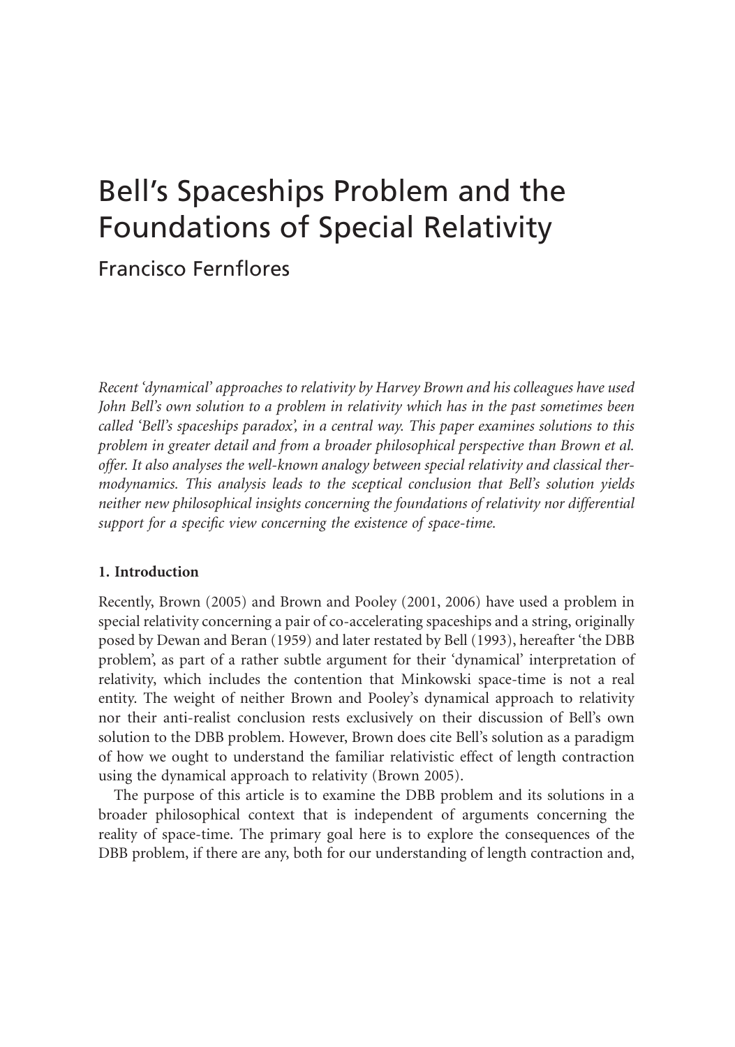# Bell's Spaceships Problem and the Foundations of Special Relativity

Francisco Fernflores

*Recent 'dynamical' approaches to relativity by Harvey Brown and his colleagues have used John Bell's own solution to a problem in relativity which has in the past sometimes been called 'Bell's spaceships paradox', in a central way. This paper examines solutions to this problem in greater detail and from a broader philosophical perspective than Brown et al. offer. It also analyses the well-known analogy between special relativity and classical thermodynamics. This analysis leads to the sceptical conclusion that Bell's solution yields neither new philosophical insights concerning the foundations of relativity nor differential support for a specific view concerning the existence of space-time.*

## 1. Introduction

Recently, Brown (2005) and Brown and Pooley (2001, 2006) have used a problem in special relativity concerning a pair of co-accelerating spaceships and a string, originally posed by Dewan and Beran (1959) and later restated by Bell (1993), hereafter 'the DBB problem', as part of a rather subtle argument for their 'dynamical' interpretation of relativity, which includes the contention that Minkowski space-time is not a real entity. The weight of neither Brown and Pooley's dynamical approach to relativity nor their anti-realist conclusion rests exclusively on their discussion of Bell's own solution to the DBB problem. However, Brown does cite Bell's solution as a paradigm of how we ought to understand the familiar relativistic effect of length contraction using the dynamical approach to relativity (Brown 2005).

The purpose of this article is to examine the DBB problem and its solutions in a broader philosophical context that is independent of arguments concerning the reality of space-time. The primary goal here is to explore the consequences of the DBB problem, if there are any, both for our understanding of length contraction and,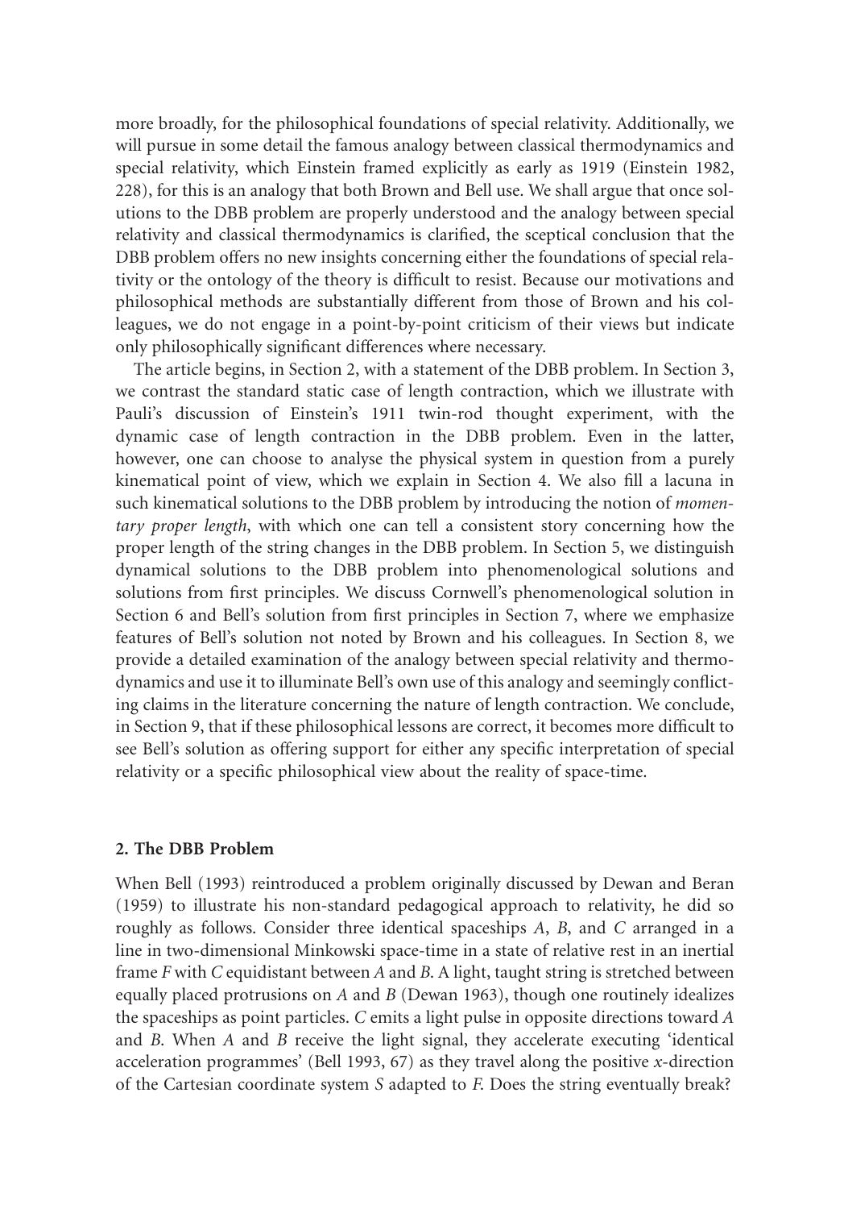more broadly, for the philosophical foundations of special relativity. Additionally, we will pursue in some detail the famous analogy between classical thermodynamics and special relativity, which Einstein framed explicitly as early as 1919 (Einstein 1982, 228), for this is an analogy that both Brown and Bell use. We shall argue that once solutions to the DBB problem are properly understood and the analogy between special relativity and classical thermodynamics is clarified, the sceptical conclusion that the DBB problem offers no new insights concerning either the foundations of special relativity or the ontology of the theory is difficult to resist. Because our motivations and philosophical methods are substantially different from those of Brown and his colleagues, we do not engage in a point-by-point criticism of their views but indicate only philosophically significant differences where necessary.

The article begins, in Section 2, with a statement of the DBB problem. In Section 3, we contrast the standard static case of length contraction, which we illustrate with Pauli's discussion of Einstein's 1911 twin-rod thought experiment, with the dynamic case of length contraction in the DBB problem. Even in the latter, however, one can choose to analyse the physical system in question from a purely kinematical point of view, which we explain in Section 4. We also fill a lacuna in such kinematical solutions to the DBB problem by introducing the notion of *momentary proper length*, with which one can tell a consistent story concerning how the proper length of the string changes in the DBB problem. In Section 5, we distinguish dynamical solutions to the DBB problem into phenomenological solutions and solutions from first principles. We discuss Cornwell's phenomenological solution in Section 6 and Bell's solution from first principles in Section 7, where we emphasize features of Bell's solution not noted by Brown and his colleagues. In Section 8, we provide a detailed examination of the analogy between special relativity and thermodynamics and use it to illuminate Bell's own use of this analogy and seemingly conflicting claims in the literature concerning the nature of length contraction. We conclude, in Section 9, that if these philosophical lessons are correct, it becomes more difficult to see Bell's solution as offering support for either any specific interpretation of special relativity or a specific philosophical view about the reality of space-time.

## 2. The DBB Problem

When Bell (1993) reintroduced a problem originally discussed by Dewan and Beran (1959) to illustrate his non-standard pedagogical approach to relativity, he did so roughly as follows. Consider three identical spaceships *A*, *B*, and *C* arranged in a line in two-dimensional Minkowski space-time in a state of relative rest in an inertial frame *F* with *C* equidistant between *A* and *B*. A light, taught string is stretched between equally placed protrusions on *A* and *B* (Dewan 1963), though one routinely idealizes the spaceships as point particles. *C* emits a light pulse in opposite directions toward *A* and *B*. When *A* and *B* receive the light signal, they accelerate executing 'identical acceleration programmes' (Bell 1993, 67) as they travel along the positive *x*-direction of the Cartesian coordinate system *S* adapted to *F*. Does the string eventually break?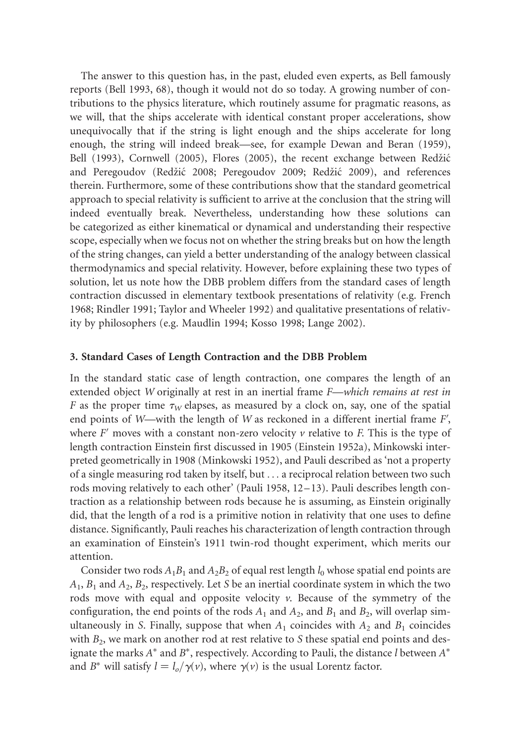The answer to this question has, in the past, eluded even experts, as Bell famously reports (Bell 1993, 68), though it would not do so today. A growing number of contributions to the physics literature, which routinely assume for pragmatic reasons, as we will, that the ships accelerate with identical constant proper accelerations, show unequivocally that if the string is light enough and the ships accelerate for long enough, the string will indeed break—see, for example Dewan and Beran (1959), Bell (1993), Cornwell (2005), Flores (2005), the recent exchange between Redžić and Peregoudov (Redžić 2008; Peregoudov 2009; Redžić 2009), and references therein. Furthermore, some of these contributions show that the standard geometrical approach to special relativity is sufficient to arrive at the conclusion that the string will indeed eventually break. Nevertheless, understanding how these solutions can be categorized as either kinematical or dynamical and understanding their respective scope, especially when we focus not on whether the string breaks but on how the length of the string changes, can yield a better understanding of the analogy between classical thermodynamics and special relativity. However, before explaining these two types of solution, let us note how the DBB problem differs from the standard cases of length contraction discussed in elementary textbook presentations of relativity (e.g. French 1968; Rindler 1991; Taylor and Wheeler 1992) and qualitative presentations of relativity by philosophers (e.g. Maudlin 1994; Kosso 1998; Lange 2002).

### 3. Standard Cases of Length Contraction and the DBB Problem

In the standard static case of length contraction, one compares the length of an extended object $W$ originally at rest in an inertial frame $F$—*which remains at rest in $F$* as the proper time $\tau_W$ elapses, as measured by a clock on, say, one of the spatial end points of $W$—with the length of $W$ as reckoned in a different inertial frame $F'$, where $F'$ moves with a constant non-zero velocity $v$ relative to $F$. This is the type of length contraction Einstein first discussed in 1905 (Einstein 1952a), Minkowski interpreted geometrically in 1908 (Minkowski 1952), and Pauli described as 'not a property of a single measuring rod taken by itself, but . . . a reciprocal relation between two such rods moving relatively to each other' (Pauli 1958, 12–13). Pauli describes length contraction as a relationship between rods because he is assuming, as Einstein originally did, that the length of a rod is a primitive notion in relativity that one uses to define distance. Significantly, Pauli reaches his characterization of length contraction through an examination of Einstein's 1911 twin-rod thought experiment, which merits our attention.

Consider two rods $A_1B_1$ and $A_2B_2$ of equal rest length $l_0$ whose spatial end points are $A_1$, $B_1$ and $A_2$, $B_2$, respectively. Let $S$ be an inertial coordinate system in which the two rods move with equal and opposite velocity $v$. Because of the symmetry of the configuration, the end points of the rods $A_1$ and $A_2$, and $B_1$ and $B_2$, will overlap simultaneously in $S$. Finally, suppose that when $A_1$ coincides with $A_2$ and $B_1$ coincides with $B_2$, we mark on another rod at rest relative to $S$ these spatial end points and designate the marks $A^*$ and $B^*$, respectively. According to Pauli, the distance $l$ between $A^*$ and $B^*$ will satisfy $l = l_o/\gamma(v)$, where $\gamma(v)$ is the usual Lorentz factor.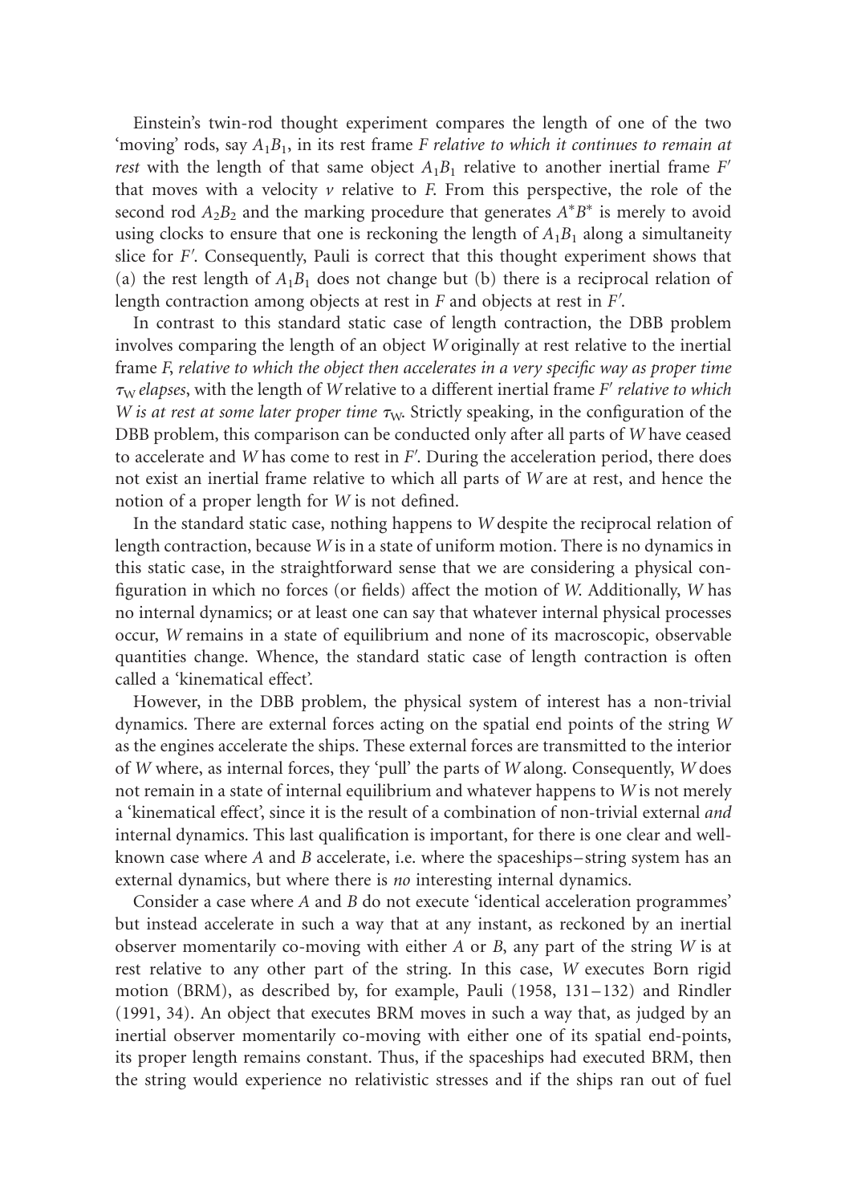Einstein's twin-rod thought experiment compares the length of one of the two 'moving' rods, say $A_1B_1$, in its rest frame $F$ *relative to which it continues to remain at rest* with the length of that same object $A_1B_1$ relative to another inertial frame $F'$ that moves with a velocity $v$ relative to $F$. From this perspective, the role of the second rod $A_2B_2$ and the marking procedure that generates $A^*B^*$ is merely to avoid using clocks to ensure that one is reckoning the length of $A_1B_1$ along a simultaneity slice for $F'$. Consequently, Pauli is correct that this thought experiment shows that (a) the rest length of $A_1B_1$ does not change but (b) there is a reciprocal relation of length contraction among objects at rest in $F$ and objects at rest in $F'$.

In contrast to this standard static case of length contraction, the DBB problem involves comparing the length of an object $W$ originally at rest relative to the inertial frame $F$, *relative to which the object then accelerates in a very specific way as proper time* $\tau_W$ *elapses*, with the length of $W$ relative to a different inertial frame $F'$ *relative to which* $W$ *is at rest at some later proper time* $\tau_W$. Strictly speaking, in the configuration of the DBB problem, this comparison can be conducted only after all parts of $W$ have ceased to accelerate and $W$ has come to rest in $F'$. During the acceleration period, there does not exist an inertial frame relative to which all parts of $W$ are at rest, and hence the notion of a proper length for $W$ is not defined.

In the standard static case, nothing happens to $W$ despite the reciprocal relation of length contraction, because $W$ is in a state of uniform motion. There is no dynamics in this static case, in the straightforward sense that we are considering a physical configuration in which no forces (or fields) affect the motion of $W$. Additionally, $W$ has no internal dynamics; or at least one can say that whatever internal physical processes occur, $W$ remains in a state of equilibrium and none of its macroscopic, observable quantities change. Whence, the standard static case of length contraction is often called a 'kinematical effect'.

However, in the DBB problem, the physical system of interest has a non-trivial dynamics. There are external forces acting on the spatial end points of the string $W$ as the engines accelerate the ships. These external forces are transmitted to the interior of $W$ where, as internal forces, they 'pull' the parts of $W$ along. Consequently, $W$ does not remain in a state of internal equilibrium and whatever happens to $W$ is not merely a 'kinematical effect', since it is the result of a combination of non-trivial external *and* internal dynamics. This last qualification is important, for there is one clear and well-known case where $A$ and $B$ accelerate, i.e. where the spaceships–string system has an external dynamics, but where there is *no* interesting internal dynamics.

Consider a case where $A$ and $B$ do not execute 'identical acceleration programmes' but instead accelerate in such a way that at any instant, as reckoned by an inertial observer momentarily co-moving with either $A$ or $B$, any part of the string $W$ is at rest relative to any other part of the string. In this case, $W$ executes Born rigid motion (BRM), as described by, for example, Pauli (1958, 131–132) and Rindler (1991, 34). An object that executes BRM moves in such a way that, as judged by an inertial observer momentarily co-moving with either one of its spatial end-points, its proper length remains constant. Thus, if the spaceships had executed BRM, then the string would experience no relativistic stresses and if the ships ran out of fuel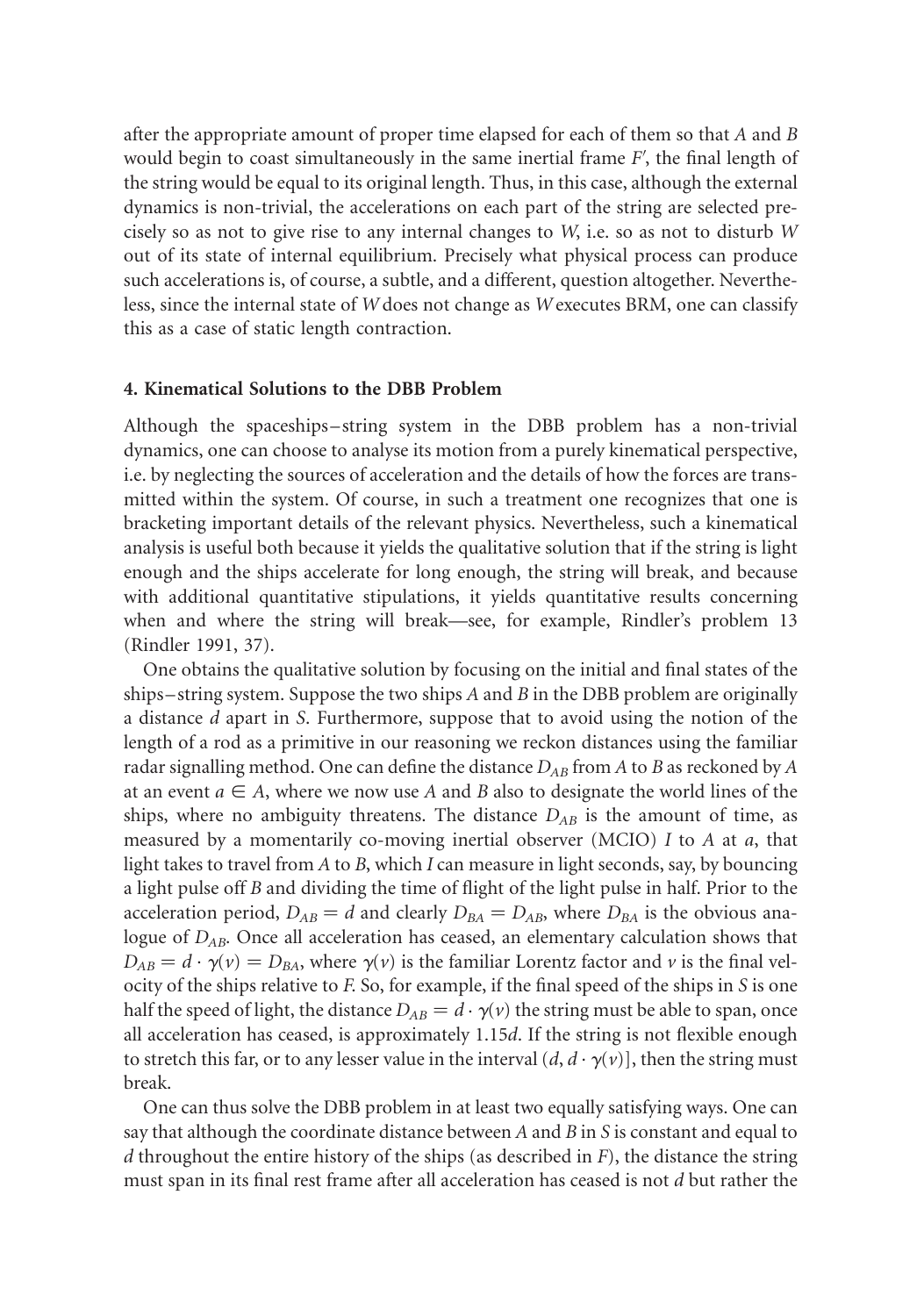after the appropriate amount of proper time elapsed for each of them so that *A* and *B* would begin to coast simultaneously in the same inertial frame $F'$, the final length of the string would be equal to its original length. Thus, in this case, although the external dynamics is non-trivial, the accelerations on each part of the string are selected precisely so as not to give rise to any internal changes to *W*, i.e. so as not to disturb *W* out of its state of internal equilibrium. Precisely what physical process can produce such accelerations is, of course, a subtle, and a different, question altogether. Nevertheless, since the internal state of *W* does not change as *W* executes BRM, one can classify this as a case of static length contraction.

### 4. Kinematical Solutions to the DBB Problem

Although the spaceships–string system in the DBB problem has a non-trivial dynamics, one can choose to analyse its motion from a purely kinematical perspective, i.e. by neglecting the sources of acceleration and the details of how the forces are transmitted within the system. Of course, in such a treatment one recognizes that one is bracketing important details of the relevant physics. Nevertheless, such a kinematical analysis is useful both because it yields the qualitative solution that if the string is light enough and the ships accelerate for long enough, the string will break, and because with additional quantitative stipulations, it yields quantitative results concerning when and where the string will break—see, for example, Rindler's problem 13 (Rindler 1991, 37).

One obtains the qualitative solution by focusing on the initial and final states of the ships–string system. Suppose the two ships *A* and *B* in the DBB problem are originally a distance *d* apart in *S*. Furthermore, suppose that to avoid using the notion of the length of a rod as a primitive in our reasoning we reckon distances using the familiar radar signalling method. One can define the distance $D_{AB}$ from *A* to *B* as reckoned by *A* at an event $a \in A$, where we now use *A* and *B* also to designate the world lines of the ships, where no ambiguity threatens. The distance $D_{AB}$ is the amount of time, as measured by a momentarily co-moving inertial observer (MCIO) *I* to *A* at *a*, that light takes to travel from *A* to *B*, which *I* can measure in light seconds, say, by bouncing a light pulse off *B* and dividing the time of flight of the light pulse in half. Prior to the acceleration period, $D_{AB} = d$ and clearly $D_{BA} = D_{AB}$, where $D_{BA}$ is the obvious analogue of $D_{AB}$. Once all acceleration has ceased, an elementary calculation shows that $D_{AB} = d \cdot \gamma(v) = D_{BA}$, where $\gamma(v)$ is the familiar Lorentz factor and *v* is the final velocity of the ships relative to *F*. So, for example, if the final speed of the ships in *S* is one half the speed of light, the distance $D_{AB} = d \cdot \gamma(v)$ the string must be able to span, once all acceleration has ceased, is approximately 1.15*d*. If the string is not flexible enough to stretch this far, or to any lesser value in the interval $(d, d \cdot \gamma(v)]$, then the string must break.

One can thus solve the DBB problem in at least two equally satisfying ways. One can say that although the coordinate distance between *A* and *B* in *S* is constant and equal to *d* throughout the entire history of the ships (as described in *F*), the distance the string must span in its final rest frame after all acceleration has ceased is not *d* but rather the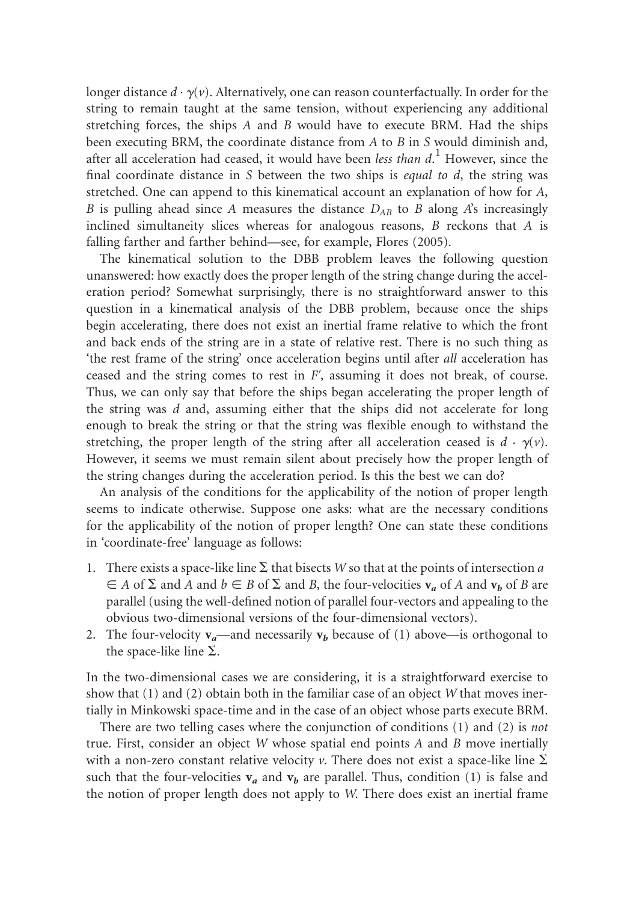longer distance $d \cdot \gamma(v)$. Alternatively, one can reason counterfactually. In order for the string to remain taught at the same tension, without experiencing any additional stretching forces, the ships $A$ and $B$ would have to execute BRM. Had the ships been executing BRM, the coordinate distance from $A$ to $B$ in $S$ would diminish and, after all acceleration had ceased, it would have been *less than* $d$.[1] However, since the final coordinate distance in $S$ between the two ships is *equal to* $d$, the string was stretched. One can append to this kinematical account an explanation of how for $A$, $B$ is pulling ahead since $A$ measures the distance $D_{AB}$ to $B$ along $A$'s increasingly inclined simultaneity slices whereas for analogous reasons, $B$ reckons that $A$ is falling farther and farther behind—see, for example, Flores (2005).

The kinematical solution to the DBB problem leaves the following question unanswered: how exactly does the proper length of the string change during the acceleration period? Somewhat surprisingly, there is no straightforward answer to this question in a kinematical analysis of the DBB problem, because once the ships begin accelerating, there does not exist an inertial frame relative to which the front and back ends of the string are in a state of relative rest. There is no such thing as 'the rest frame of the string' once acceleration begins until after *all* acceleration has ceased and the string comes to rest in $F'$, assuming it does not break, of course. Thus, we can only say that before the ships began accelerating the proper length of the string was $d$ and, assuming either that the ships did not accelerate for long enough to break the string or that the string was flexible enough to withstand the stretching, the proper length of the string after all acceleration ceased is $d \cdot \gamma(v)$. However, it seems we must remain silent about precisely how the proper length of the string changes during the acceleration period. Is this the best we can do?

An analysis of the conditions for the applicability of the notion of proper length seems to indicate otherwise. Suppose one asks: what are the necessary conditions for the applicability of the notion of proper length? One can state these conditions in 'coordinate-free' language as follows:

1. There exists a space-like line $\Sigma$ that bisects $W$ so that at the points of intersection $a \in A$ of $\Sigma$ and $A$ and $b \in B$ of $\Sigma$ and $B$, the four-velocities $\mathbf{v}_a$ of $A$ and $\mathbf{v}_b$ of $B$ are parallel (using the well-defined notion of parallel four-vectors and appealing to the obvious two-dimensional versions of the four-dimensional vectors).
2. The four-velocity $\mathbf{v}_a$—and necessarily $\mathbf{v}_b$ because of (1) above—is orthogonal to the space-like line $\Sigma$.

In the two-dimensional cases we are considering, it is a straightforward exercise to show that (1) and (2) obtain both in the familiar case of an object $W$ that moves inertially in Minkowski space-time and in the case of an object whose parts execute BRM.

There are two telling cases where the conjunction of conditions (1) and (2) is *not* true. First, consider an object $W$ whose spatial end points $A$ and $B$ move inertially with a non-zero constant relative velocity $v$. There does not exist a space-like line $\Sigma$ such that the four-velocities $\mathbf{v}_a$ and $\mathbf{v}_b$ are parallel. Thus, condition (1) is false and the notion of proper length does not apply to $W$. There does exist an inertial frame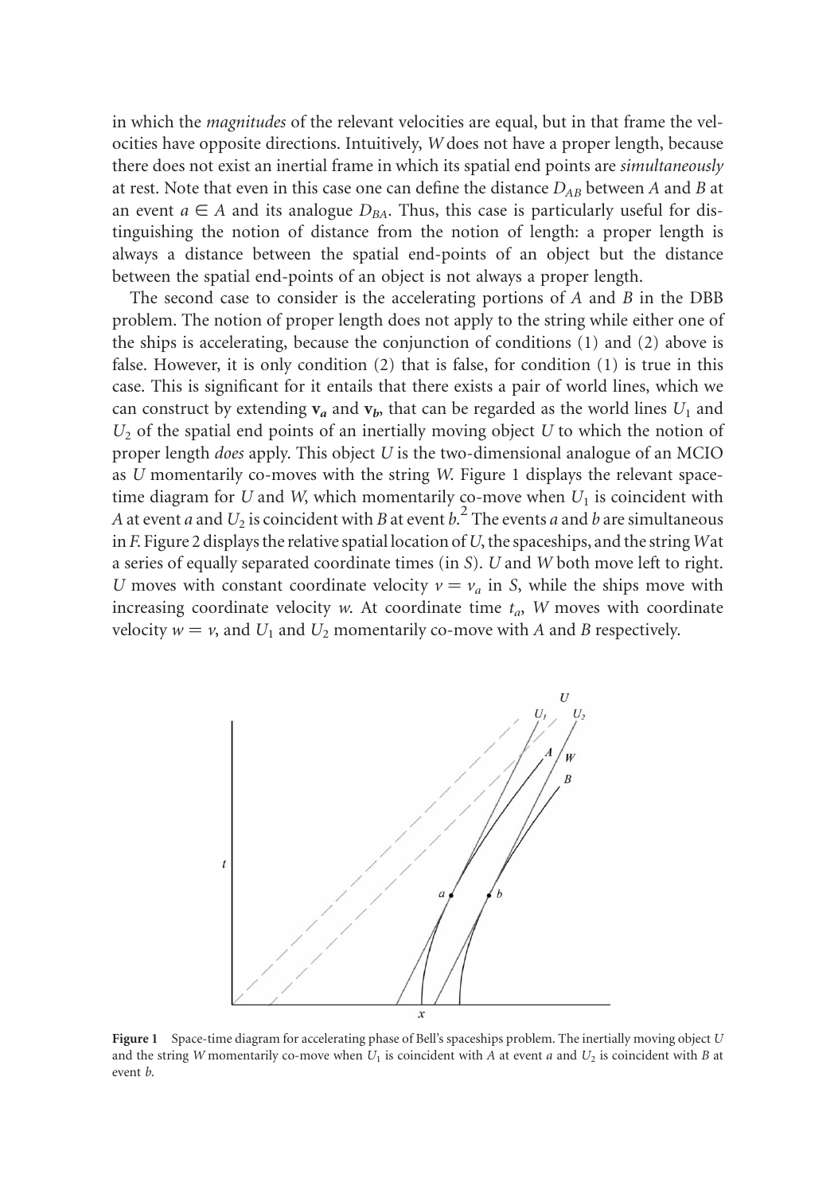in which the *magnitudes* of the relevant velocities are equal, but in that frame the velocities have opposite directions. Intuitively, $W$ does not have a proper length, because there does not exist an inertial frame in which its spatial end points are *simultaneously* at rest. Note that even in this case one can define the distance $D_{AB}$ between $A$ and $B$ at an event $a \in A$ and its analogue $D_{BA}$. Thus, this case is particularly useful for distinguishing the notion of distance from the notion of length: a proper length is always a distance between the spatial end-points of an object but the distance between the spatial end-points of an object is not always a proper length.

The second case to consider is the accelerating portions of $A$ and $B$ in the DBB problem. The notion of proper length does not apply to the string while either one of the ships is accelerating, because the conjunction of conditions (1) and (2) above is false. However, it is only condition (2) that is false, for condition (1) is true in this case. This is significant for it entails that there exists a pair of world lines, which we can construct by extending $\mathbf{v}_a$ and $\mathbf{v}_b$, that can be regarded as the world lines $U_1$ and $U_2$ of the spatial end points of an inertially moving object $U$ to which the notion of proper length *does* apply. This object $U$ is the two-dimensional analogue of an MCIO as $U$ momentarily co-moves with the string $W$. Figure 1 displays the relevant space-time diagram for $U$ and $W$, which momentarily co-move when $U_1$ is coincident with $A$ at event $a$ and $U_2$ is coincident with $B$ at event $b$.[2] The events $a$ and $b$ are simultaneous in $F$. Figure 2 displays the relative spatial location of $U$, the spaceships, and the string $W$ at a series of equally separated coordinate times (in $S$). $U$ and $W$ both move left to right. $U$ moves with constant coordinate velocity $v = v_a$ in $S$, while the ships move with increasing coordinate velocity $w$. At coordinate time $t_a$, $W$ moves with coordinate velocity $w = v$, and $U_1$ and $U_2$ momentarily co-move with $A$ and $B$ respectively.

**Figure 1** Space-time diagram for accelerating phase of Bell's spaceships problem. The inertially moving object $U$ and the string $W$ momentarily co-move when $U_1$ is coincident with $A$ at event $a$ and $U_2$ is coincident with $B$ at event $b$.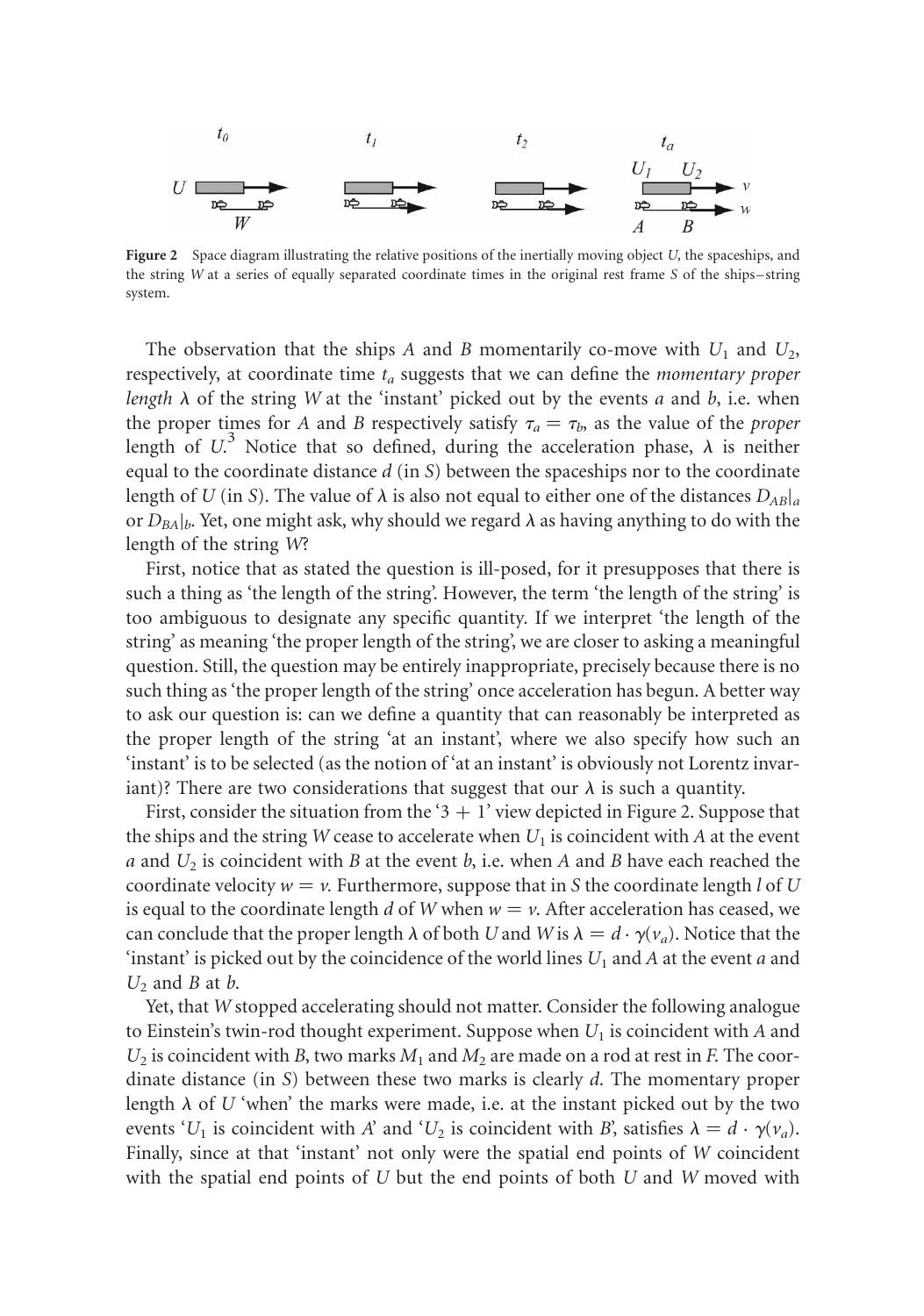**Figure 2** Space diagram illustrating the relative positions of the inertially moving object $U$, the spaceships, and the string $W$ at a series of equally separated coordinate times in the original rest frame $S$ of the ships–string system.

The observation that the ships $A$ and $B$ momentarily co-move with $U_1$ and $U_2$, respectively, at coordinate time $t_a$ suggests that we can define the *momentary proper length* $\lambda$ of the string $W$ at the 'instant' picked out by the events $a$ and $b$, i.e. when the proper times for $A$ and $B$ respectively satisfy $\tau_a = \tau_b$, as the value of the *proper* length of $U$.[3] Notice that so defined, during the acceleration phase, $\lambda$ is neither equal to the coordinate distance $d$ (in $S$) between the spaceships nor to the coordinate length of $U$ (in $S$). The value of $\lambda$ is also not equal to either one of the distances $D_{AB}|_a$ or $D_{BA}|_b$. Yet, one might ask, why should we regard $\lambda$ as having anything to do with the length of the string $W$?

First, notice that as stated the question is ill-posed, for it presupposes that there is such a thing as 'the length of the string'. However, the term 'the length of the string' is too ambiguous to designate any specific quantity. If we interpret 'the length of the string' as meaning 'the proper length of the string', we are closer to asking a meaningful question. Still, the question may be entirely inappropriate, precisely because there is no such thing as 'the proper length of the string' once acceleration has begun. A better way to ask our question is: can we define a quantity that can reasonably be interpreted as the proper length of the string 'at an instant', where we also specify how such an 'instant' is to be selected (as the notion of 'at an instant' is obviously not Lorentz invariant)? There are two considerations that suggest that our $\lambda$ is such a quantity.

First, consider the situation from the '3 + 1' view depicted in Figure 2. Suppose that the ships and the string $W$ cease to accelerate when $U_1$ is coincident with $A$ at the event $a$ and $U_2$ is coincident with $B$ at the event $b$, i.e. when $A$ and $B$ have each reached the coordinate velocity $w = v$. Furthermore, suppose that in $S$ the coordinate length $l$ of $U$ is equal to the coordinate length $d$ of $W$ when $w = v$. After acceleration has ceased, we can conclude that the proper length $\lambda$ of both $U$ and $W$ is $\lambda = d \cdot \gamma(v_a)$. Notice that the 'instant' is picked out by the coincidence of the world lines $U_1$ and $A$ at the event $a$ and $U_2$ and $B$ at $b$.

Yet, that $W$ stopped accelerating should not matter. Consider the following analogue to Einstein's twin-rod thought experiment. Suppose when $U_1$ is coincident with $A$ and $U_2$ is coincident with $B$, two marks $M_1$ and $M_2$ are made on a rod at rest in $F$. The coordinate distance (in $S$) between these two marks is clearly $d$. The momentary proper length $\lambda$ of $U$ 'when' the marks were made, i.e. at the instant picked out by the two events '$U_1$ is coincident with $A$' and '$U_2$ is coincident with $B$', satisfies $\lambda = d \cdot \gamma(v_a)$. Finally, since at that 'instant' not only were the spatial end points of $W$ coincident with the spatial end points of $U$ but the end points of both $U$ and $W$ moved with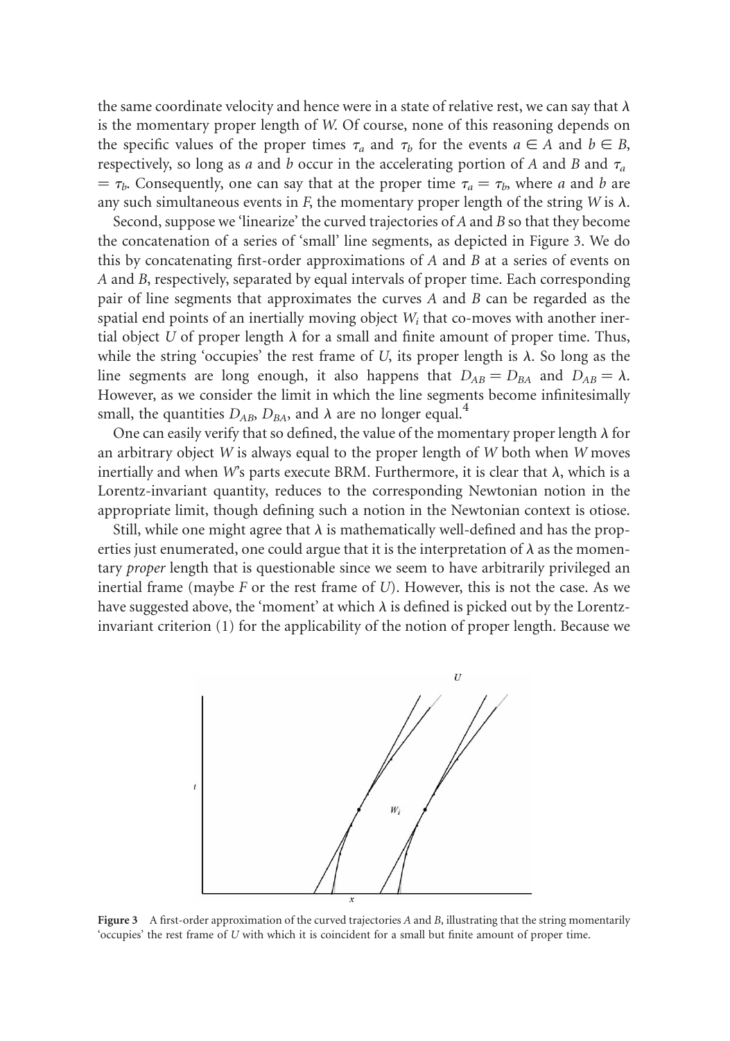the same coordinate velocity and hence were in a state of relative rest, we can say that $\lambda$ is the momentary proper length of $W$. Of course, none of this reasoning depends on the specific values of the proper times $\tau_a$ and $\tau_b$ for the events $a \in A$ and $b \in B$, respectively, so long as $a$ and $b$ occur in the accelerating portion of $A$ and $B$ and $\tau_a = \tau_b$. Consequently, one can say that at the proper time $\tau_a = \tau_b$, where $a$ and $b$ are any such simultaneous events in $F$, the momentary proper length of the string $W$ is $\lambda$.

Second, suppose we 'linearize' the curved trajectories of $A$ and $B$ so that they become the concatenation of a series of 'small' line segments, as depicted in Figure 3. We do this by concatenating first-order approximations of $A$ and $B$ at a series of events on $A$ and $B$, respectively, separated by equal intervals of proper time. Each corresponding pair of line segments that approximates the curves $A$ and $B$ can be regarded as the spatial end points of an inertially moving object $W_i$ that co-moves with another inertial object $U$ of proper length $\lambda$ for a small and finite amount of proper time. Thus, while the string 'occupies' the rest frame of $U$, its proper length is $\lambda$. So long as the line segments are long enough, it also happens that $D_{AB} = D_{BA}$ and $D_{AB} = \lambda$. However, as we consider the limit in which the line segments become infinitesimally small, the quantities $D_{AB}$, $D_{BA}$, and $\lambda$ are no longer equal.[4]

One can easily verify that so defined, the value of the momentary proper length $\lambda$ for an arbitrary object $W$ is always equal to the proper length of $W$ both when $W$ moves inertially and when $W$'s parts execute BRM. Furthermore, it is clear that $\lambda$, which is a Lorentz-invariant quantity, reduces to the corresponding Newtonian notion in the appropriate limit, though defining such a notion in the Newtonian context is otiose.

Still, while one might agree that $\lambda$ is mathematically well-defined and has the properties just enumerated, one could argue that it is the interpretation of $\lambda$ as the momentary *proper* length that is questionable since we seem to have arbitrarily privileged an inertial frame (maybe $F$ or the rest frame of $U$). However, this is not the case. As we have suggested above, the 'moment' at which $\lambda$ is defined is picked out by the Lorentz-invariant criterion (1) for the applicability of the notion of proper length. Because we

**Figure 3** A first-order approximation of the curved trajectories $A$ and $B$, illustrating that the string momentarily 'occupies' the rest frame of $U$ with which it is coincident for a small but finite amount of proper time.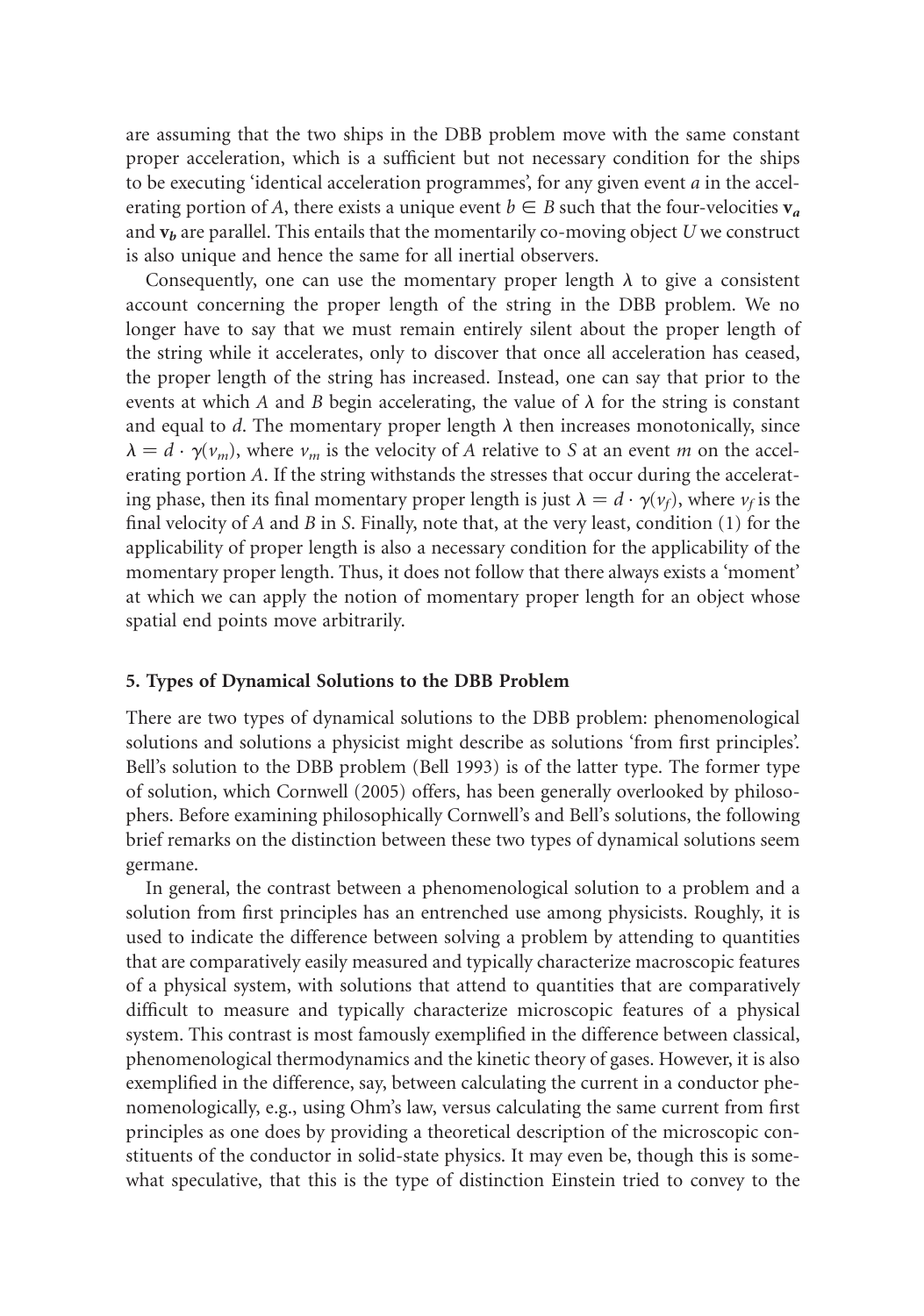are assuming that the two ships in the DBB problem move with the same constant proper acceleration, which is a sufficient but not necessary condition for the ships to be executing 'identical acceleration programmes', for any given event $a$ in the accelerating portion of $A$, there exists a unique event $b \in B$ such that the four-velocities $\mathbf{v}_a$ and $\mathbf{v}_b$ are parallel. This entails that the momentarily co-moving object $U$ we construct is also unique and hence the same for all inertial observers.

Consequently, one can use the momentary proper length $\lambda$ to give a consistent account concerning the proper length of the string in the DBB problem. We no longer have to say that we must remain entirely silent about the proper length of the string while it accelerates, only to discover that once all acceleration has ceased, the proper length of the string has increased. Instead, one can say that prior to the events at which $A$ and $B$ begin accelerating, the value of $\lambda$ for the string is constant and equal to $d$. The momentary proper length $\lambda$ then increases monotonically, since $\lambda = d \cdot \gamma(v_m)$, where $v_m$ is the velocity of $A$ relative to $S$ at an event $m$ on the accelerating portion $A$. If the string withstands the stresses that occur during the accelerating phase, then its final momentary proper length is just $\lambda = d \cdot \gamma(v_f)$, where $v_f$ is the final velocity of $A$ and $B$ in $S$. Finally, note that, at the very least, condition (1) for the applicability of proper length is also a necessary condition for the applicability of the momentary proper length. Thus, it does not follow that there always exists a 'moment' at which we can apply the notion of momentary proper length for an object whose spatial end points move arbitrarily.

## 5. Types of Dynamical Solutions to the DBB Problem

There are two types of dynamical solutions to the DBB problem: phenomenological solutions and solutions a physicist might describe as solutions 'from first principles'. Bell's solution to the DBB problem (Bell 1993) is of the latter type. The former type of solution, which Cornwell (2005) offers, has been generally overlooked by philosophers. Before examining philosophically Cornwell's and Bell's solutions, the following brief remarks on the distinction between these two types of dynamical solutions seem germane.

In general, the contrast between a phenomenological solution to a problem and a solution from first principles has an entrenched use among physicists. Roughly, it is used to indicate the difference between solving a problem by attending to quantities that are comparatively easily measured and typically characterize macroscopic features of a physical system, with solutions that attend to quantities that are comparatively difficult to measure and typically characterize microscopic features of a physical system. This contrast is most famously exemplified in the difference between classical, phenomenological thermodynamics and the kinetic theory of gases. However, it is also exemplified in the difference, say, between calculating the current in a conductor phenomenologically, e.g., using Ohm's law, versus calculating the same current from first principles as one does by providing a theoretical description of the microscopic constituents of the conductor in solid-state physics. It may even be, though this is somewhat speculative, that this is the type of distinction Einstein tried to convey to the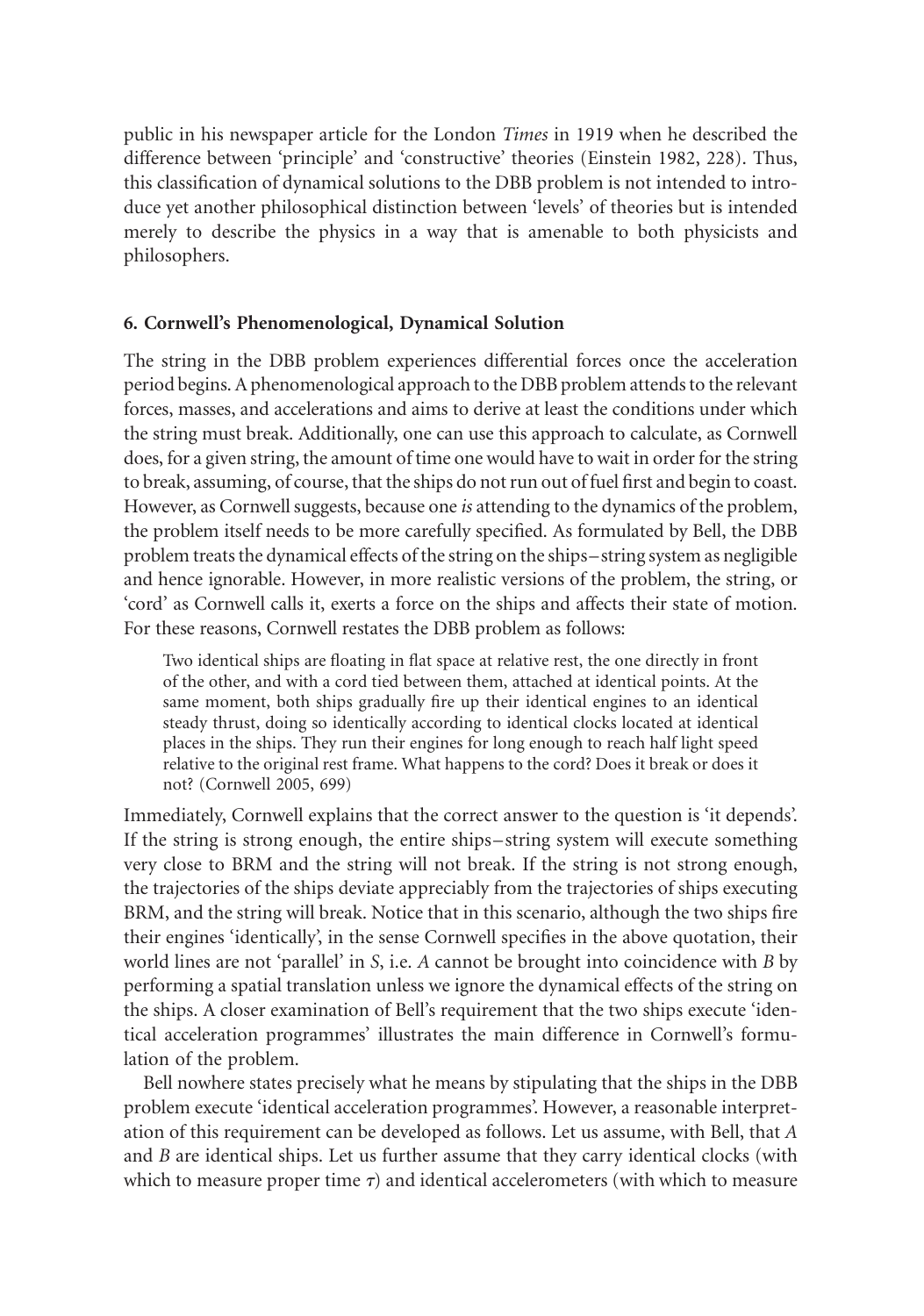public in his newspaper article for the London *Times* in 1919 when he described the difference between 'principle' and 'constructive' theories (Einstein 1982, 228). Thus, this classification of dynamical solutions to the DBB problem is not intended to introduce yet another philosophical distinction between 'levels' of theories but is intended merely to describe the physics in a way that is amenable to both physicists and philosophers.

## 6. Cornwell's Phenomenological, Dynamical Solution

The string in the DBB problem experiences differential forces once the acceleration period begins. A phenomenological approach to the DBB problem attends to the relevant forces, masses, and accelerations and aims to derive at least the conditions under which the string must break. Additionally, one can use this approach to calculate, as Cornwell does, for a given string, the amount of time one would have to wait in order for the string to break, assuming, of course, that the ships do not run out of fuel first and begin to coast. However, as Cornwell suggests, because one *is* attending to the dynamics of the problem, the problem itself needs to be more carefully specified. As formulated by Bell, the DBB problem treats the dynamical effects of the string on the ships–string system as negligible and hence ignorable. However, in more realistic versions of the problem, the string, or 'cord' as Cornwell calls it, exerts a force on the ships and affects their state of motion. For these reasons, Cornwell restates the DBB problem as follows:

> Two identical ships are floating in flat space at relative rest, the one directly in front of the other, and with a cord tied between them, attached at identical points. At the same moment, both ships gradually fire up their identical engines to an identical steady thrust, doing so identically according to identical clocks located at identical places in the ships. They run their engines for long enough to reach half light speed relative to the original rest frame. What happens to the cord? Does it break or does it not? (Cornwell 2005, 699)

Immediately, Cornwell explains that the correct answer to the question is 'it depends'. If the string is strong enough, the entire ships–string system will execute something very close to BRM and the string will not break. If the string is not strong enough, the trajectories of the ships deviate appreciably from the trajectories of ships executing BRM, and the string will break. Notice that in this scenario, although the two ships fire their engines 'identically', in the sense Cornwell specifies in the above quotation, their world lines are not 'parallel' in $S$, i.e. $A$ cannot be brought into coincidence with $B$ by performing a spatial translation unless we ignore the dynamical effects of the string on the ships. A closer examination of Bell's requirement that the two ships execute 'identical acceleration programmes' illustrates the main difference in Cornwell's formulation of the problem.

Bell nowhere states precisely what he means by stipulating that the ships in the DBB problem execute 'identical acceleration programmes'. However, a reasonable interpretation of this requirement can be developed as follows. Let us assume, with Bell, that $A$ and $B$ are identical ships. Let us further assume that they carry identical clocks (with which to measure proper time $\tau$) and identical accelerometers (with which to measure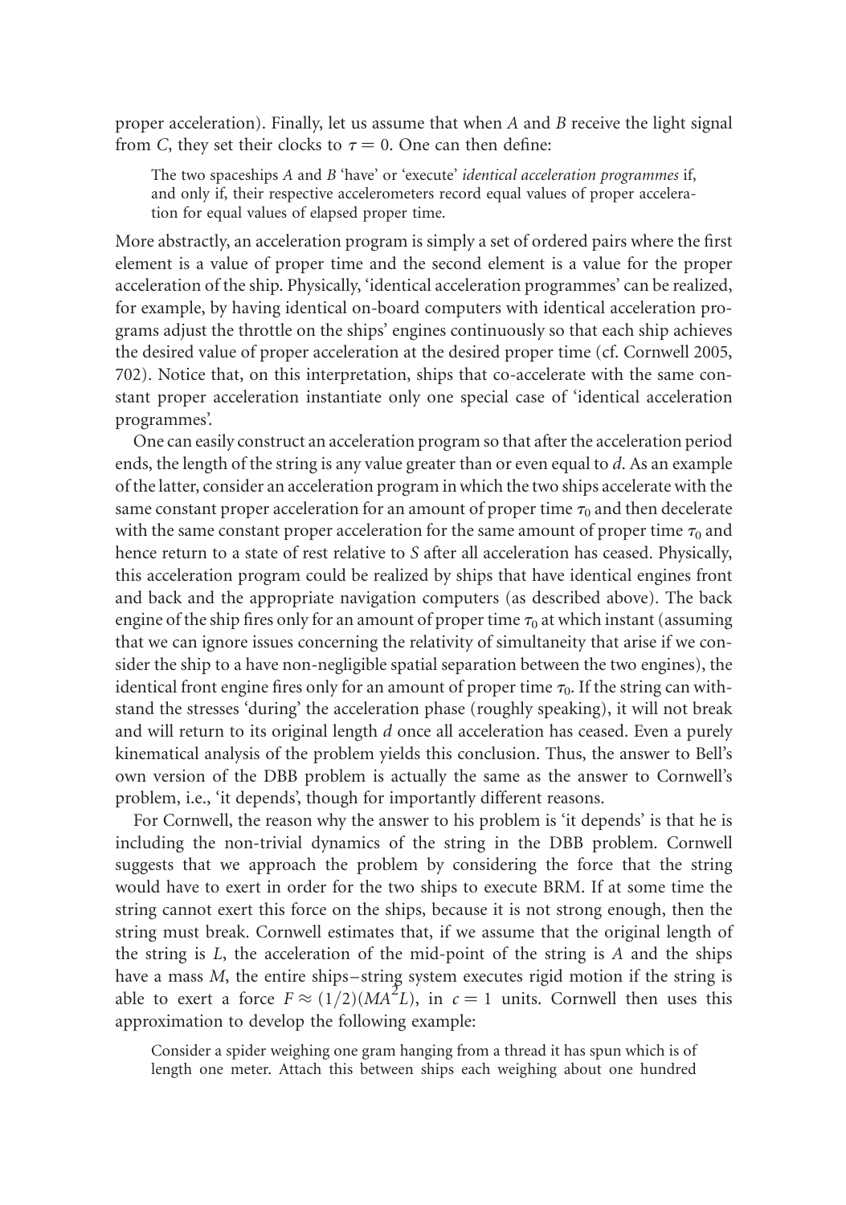proper acceleration). Finally, let us assume that when $A$ and $B$ receive the light signal from $C$, they set their clocks to $\tau = 0$. One can then define:

> The two spaceships $A$ and $B$ 'have' or 'execute' *identical acceleration programmes* if, and only if, their respective accelerometers record equal values of proper acceleration for equal values of elapsed proper time.

More abstractly, an acceleration program is simply a set of ordered pairs where the first element is a value of proper time and the second element is a value for the proper acceleration of the ship. Physically, 'identical acceleration programmes' can be realized, for example, by having identical on-board computers with identical acceleration programs adjust the throttle on the ships' engines continuously so that each ship achieves the desired value of proper acceleration at the desired proper time (cf. Cornwell 2005, 702). Notice that, on this interpretation, ships that co-accelerate with the same constant proper acceleration instantiate only one special case of 'identical acceleration programmes'.

One can easily construct an acceleration program so that after the acceleration period ends, the length of the string is any value greater than or even equal to $d$. As an example of the latter, consider an acceleration program in which the two ships accelerate with the same constant proper acceleration for an amount of proper time $\tau_0$ and then decelerate with the same constant proper acceleration for the same amount of proper time $\tau_0$ and hence return to a state of rest relative to $S$ after all acceleration has ceased. Physically, this acceleration program could be realized by ships that have identical engines front and back and the appropriate navigation computers (as described above). The back engine of the ship fires only for an amount of proper time $\tau_0$ at which instant (assuming that we can ignore issues concerning the relativity of simultaneity that arise if we consider the ship to a have non-negligible spatial separation between the two engines), the identical front engine fires only for an amount of proper time $\tau_0$. If the string can withstand the stresses 'during' the acceleration phase (roughly speaking), it will not break and will return to its original length $d$ once all acceleration has ceased. Even a purely kinematical analysis of the problem yields this conclusion. Thus, the answer to Bell's own version of the DBB problem is actually the same as the answer to Cornwell's problem, i.e., 'it depends', though for importantly different reasons.

For Cornwell, the reason why the answer to his problem is 'it depends' is that he is including the non-trivial dynamics of the string in the DBB problem. Cornwell suggests that we approach the problem by considering the force that the string would have to exert in order for the two ships to execute BRM. If at some time the string cannot exert this force on the ships, because it is not strong enough, then the string must break. Cornwell estimates that, if we assume that the original length of the string is $L$, the acceleration of the mid-point of the string is $A$ and the ships have a mass $M$, the entire ships–string system executes rigid motion if the string is able to exert a force $F \approx (1/2)(MA^2L)$, in $c = 1$ units. Cornwell then uses this approximation to develop the following example:

> Consider a spider weighing one gram hanging from a thread it has spun which is of length one meter. Attach this between ships each weighing about one hundred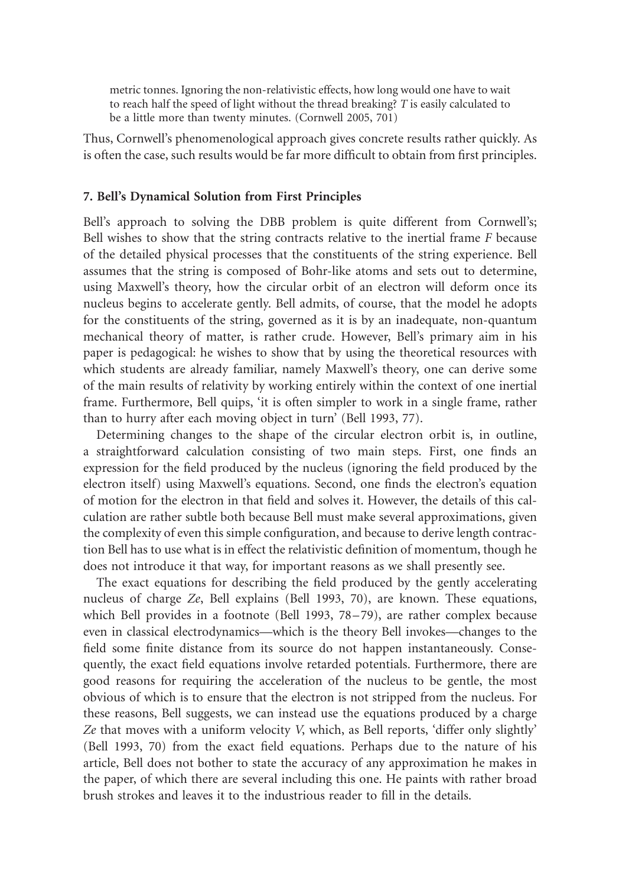> metric tonnes. Ignoring the non-relativistic effects, how long would one have to wait to reach half the speed of light without the thread breaking? *T* is easily calculated to be a little more than twenty minutes. (Cornwell 2005, 701)

Thus, Cornwell's phenomenological approach gives concrete results rather quickly. As is often the case, such results would be far more difficult to obtain from first principles.

## 7. Bell's Dynamical Solution from First Principles

Bell's approach to solving the DBB problem is quite different from Cornwell's; Bell wishes to show that the string contracts relative to the inertial frame *F* because of the detailed physical processes that the constituents of the string experience. Bell assumes that the string is composed of Bohr-like atoms and sets out to determine, using Maxwell's theory, how the circular orbit of an electron will deform once its nucleus begins to accelerate gently. Bell admits, of course, that the model he adopts for the constituents of the string, governed as it is by an inadequate, non-quantum mechanical theory of matter, is rather crude. However, Bell's primary aim in his paper is pedagogical: he wishes to show that by using the theoretical resources with which students are already familiar, namely Maxwell's theory, one can derive some of the main results of relativity by working entirely within the context of one inertial frame. Furthermore, Bell quips, 'it is often simpler to work in a single frame, rather than to hurry after each moving object in turn' (Bell 1993, 77).

Determining changes to the shape of the circular electron orbit is, in outline, a straightforward calculation consisting of two main steps. First, one finds an expression for the field produced by the nucleus (ignoring the field produced by the electron itself) using Maxwell's equations. Second, one finds the electron's equation of motion for the electron in that field and solves it. However, the details of this calculation are rather subtle both because Bell must make several approximations, given the complexity of even this simple configuration, and because to derive length contraction Bell has to use what is in effect the relativistic definition of momentum, though he does not introduce it that way, for important reasons as we shall presently see.

The exact equations for describing the field produced by the gently accelerating nucleus of charge *Ze*, Bell explains (Bell 1993, 70), are known. These equations, which Bell provides in a footnote (Bell 1993, 78–79), are rather complex because even in classical electrodynamics—which is the theory Bell invokes—changes to the field some finite distance from its source do not happen instantaneously. Consequently, the exact field equations involve retarded potentials. Furthermore, there are good reasons for requiring the acceleration of the nucleus to be gentle, the most obvious of which is to ensure that the electron is not stripped from the nucleus. For these reasons, Bell suggests, we can instead use the equations produced by a charge *Ze* that moves with a uniform velocity *V*, which, as Bell reports, 'differ only slightly' (Bell 1993, 70) from the exact field equations. Perhaps due to the nature of his article, Bell does not bother to state the accuracy of any approximation he makes in the paper, of which there are several including this one. He paints with rather broad brush strokes and leaves it to the industrious reader to fill in the details.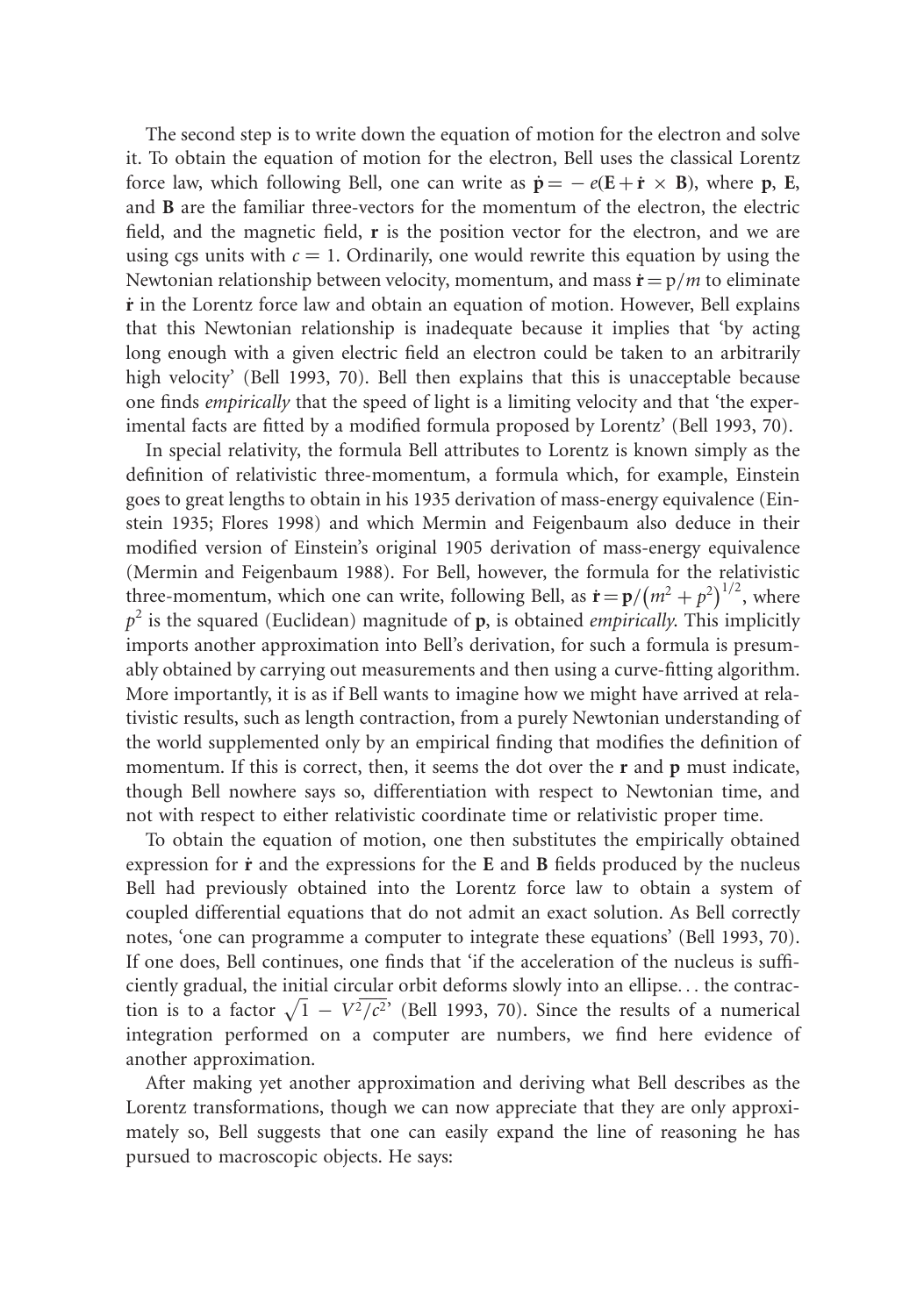The second step is to write down the equation of motion for the electron and solve it. To obtain the equation of motion for the electron, Bell uses the classical Lorentz force law, which following Bell, one can write as $\dot{\mathbf{p}} = -e(\mathbf{E} + \dot{\mathbf{r}} \times \mathbf{B})$, where $\mathbf{p}$, $\mathbf{E}$, and $\mathbf{B}$ are the familiar three-vectors for the momentum of the electron, the electric field, and the magnetic field, $\mathbf{r}$ is the position vector for the electron, and we are using cgs units with $c = 1$. Ordinarily, one would rewrite this equation by using the Newtonian relationship between velocity, momentum, and mass $\dot{\mathbf{r}} = \mathrm{p}/m$ to eliminate $\dot{\mathbf{r}}$ in the Lorentz force law and obtain an equation of motion. However, Bell explains that this Newtonian relationship is inadequate because it implies that 'by acting long enough with a given electric field an electron could be taken to an arbitrarily high velocity' (Bell 1993, 70). Bell then explains that this is unacceptable because one finds *empirically* that the speed of light is a limiting velocity and that 'the experimental facts are fitted by a modified formula proposed by Lorentz' (Bell 1993, 70).

In special relativity, the formula Bell attributes to Lorentz is known simply as the definition of relativistic three-momentum, a formula which, for example, Einstein goes to great lengths to obtain in his 1935 derivation of mass-energy equivalence (Einstein 1935; Flores 1998) and which Mermin and Feigenbaum also deduce in their modified version of Einstein's original 1905 derivation of mass-energy equivalence (Mermin and Feigenbaum 1988). For Bell, however, the formula for the relativistic three-momentum, which one can write, following Bell, as $\dot{\mathbf{r}} = \mathbf{p}/\left(m^2 + p^2\right)^{1/2}$, where $p^2$ is the squared (Euclidean) magnitude of $\mathbf{p}$, is obtained *empirically*. This implicitly imports another approximation into Bell's derivation, for such a formula is presumably obtained by carrying out measurements and then using a curve-fitting algorithm. More importantly, it is as if Bell wants to imagine how we might have arrived at relativistic results, such as length contraction, from a purely Newtonian understanding of the world supplemented only by an empirical finding that modifies the definition of momentum. If this is correct, then, it seems the dot over the $\mathbf{r}$ and $\mathbf{p}$ must indicate, though Bell nowhere says so, differentiation with respect to Newtonian time, and not with respect to either relativistic coordinate time or relativistic proper time.

To obtain the equation of motion, one then substitutes the empirically obtained expression for $\dot{\mathbf{r}}$ and the expressions for the $\mathbf{E}$ and $\mathbf{B}$ fields produced by the nucleus Bell had previously obtained into the Lorentz force law to obtain a system of coupled differential equations that do not admit an exact solution. As Bell correctly notes, 'one can programme a computer to integrate these equations' (Bell 1993, 70). If one does, Bell continues, one finds that 'if the acceleration of the nucleus is sufficiently gradual, the initial circular orbit deforms slowly into an ellipse... the contraction is to a factor $\sqrt{1 - V^2/c^2}$' (Bell 1993, 70). Since the results of a numerical integration performed on a computer are numbers, we find here evidence of another approximation.

After making yet another approximation and deriving what Bell describes as the Lorentz transformations, though we can now appreciate that they are only approximately so, Bell suggests that one can easily expand the line of reasoning he has pursued to macroscopic objects. He says: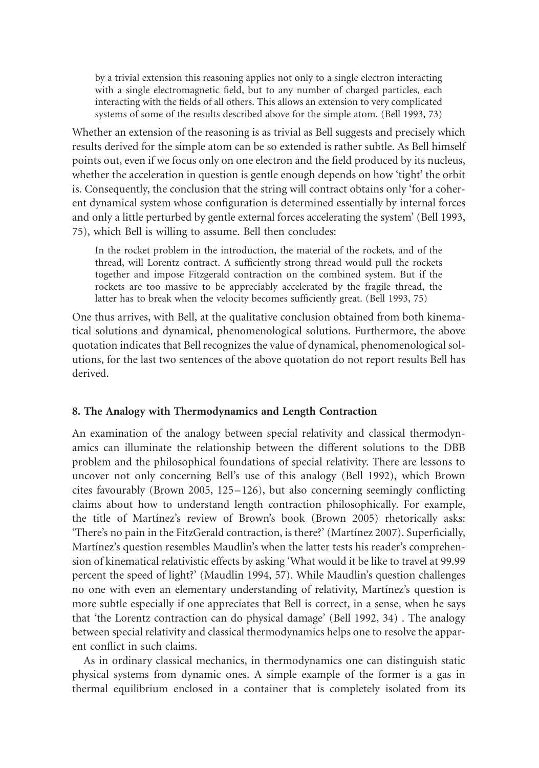> by a trivial extension this reasoning applies not only to a single electron interacting with a single electromagnetic field, but to any number of charged particles, each interacting with the fields of all others. This allows an extension to very complicated systems of some of the results described above for the simple atom. (Bell 1993, 73)

Whether an extension of the reasoning is as trivial as Bell suggests and precisely which results derived for the simple atom can be so extended is rather subtle. As Bell himself points out, even if we focus only on one electron and the field produced by its nucleus, whether the acceleration in question is gentle enough depends on how 'tight' the orbit is. Consequently, the conclusion that the string will contract obtains only 'for a coherent dynamical system whose configuration is determined essentially by internal forces and only a little perturbed by gentle external forces accelerating the system' (Bell 1993, 75), which Bell is willing to assume. Bell then concludes:

> In the rocket problem in the introduction, the material of the rockets, and of the thread, will Lorentz contract. A sufficiently strong thread would pull the rockets together and impose Fitzgerald contraction on the combined system. But if the rockets are too massive to be appreciably accelerated by the fragile thread, the latter has to break when the velocity becomes sufficiently great. (Bell 1993, 75)

One thus arrives, with Bell, at the qualitative conclusion obtained from both kinematical solutions and dynamical, phenomenological solutions. Furthermore, the above quotation indicates that Bell recognizes the value of dynamical, phenomenological solutions, for the last two sentences of the above quotation do not report results Bell has derived.

## 8. The Analogy with Thermodynamics and Length Contraction

An examination of the analogy between special relativity and classical thermodynamics can illuminate the relationship between the different solutions to the DBB problem and the philosophical foundations of special relativity. There are lessons to uncover not only concerning Bell's use of this analogy (Bell 1992), which Brown cites favourably (Brown 2005, 125–126), but also concerning seemingly conflicting claims about how to understand length contraction philosophically. For example, the title of Martínez's review of Brown's book (Brown 2005) rhetorically asks: 'There's no pain in the FitzGerald contraction, is there?' (Martínez 2007). Superficially, Martínez's question resembles Maudlin's when the latter tests his reader's comprehension of kinematical relativistic effects by asking 'What would it be like to travel at 99.99 percent the speed of light?' (Maudlin 1994, 57). While Maudlin's question challenges no one with even an elementary understanding of relativity, Martínez's question is more subtle especially if one appreciates that Bell is correct, in a sense, when he says that 'the Lorentz contraction can do physical damage' (Bell 1992, 34) . The analogy between special relativity and classical thermodynamics helps one to resolve the apparent conflict in such claims.

As in ordinary classical mechanics, in thermodynamics one can distinguish static physical systems from dynamic ones. A simple example of the former is a gas in thermal equilibrium enclosed in a container that is completely isolated from its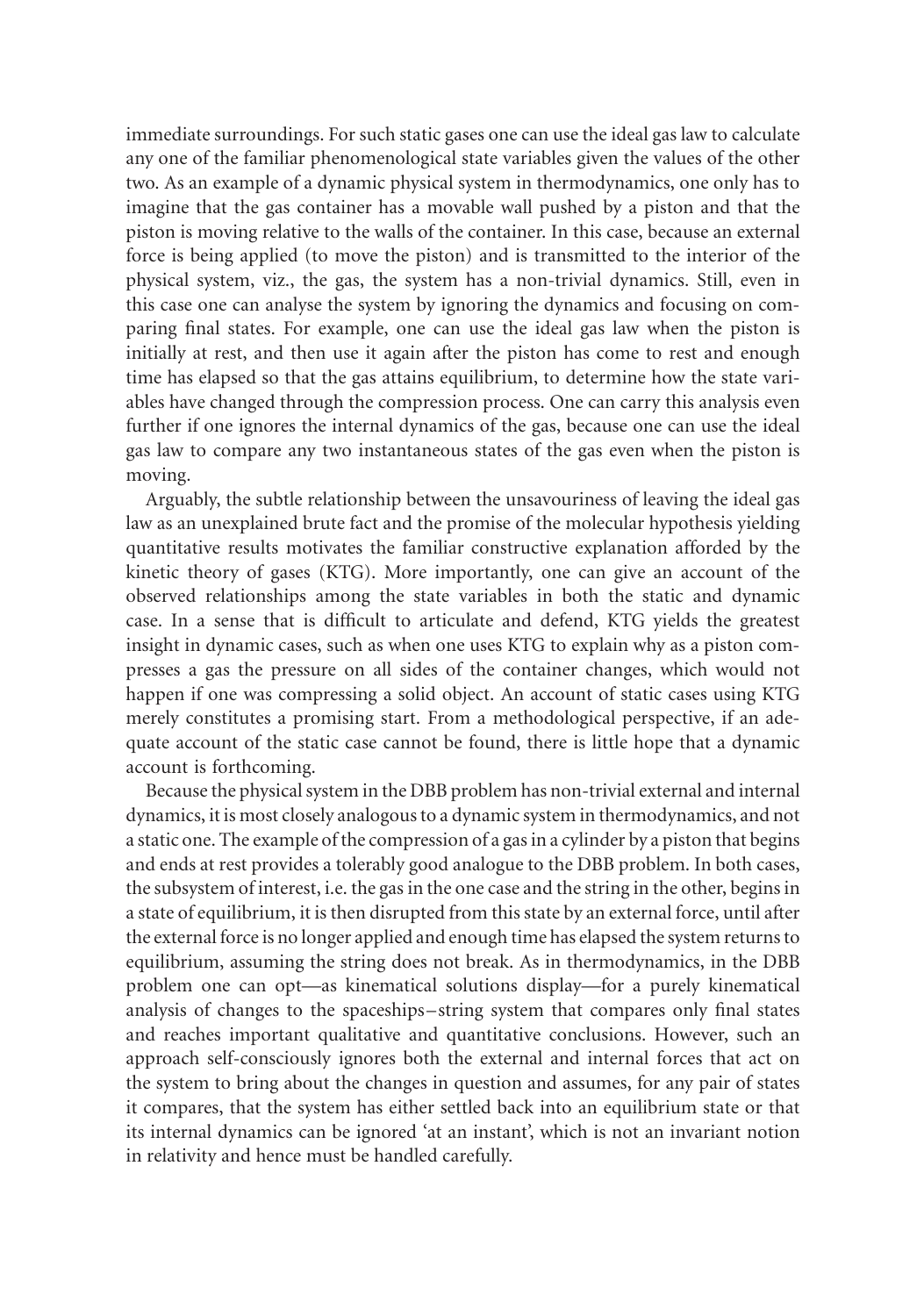immediate surroundings. For such static gases one can use the ideal gas law to calculate any one of the familiar phenomenological state variables given the values of the other two. As an example of a dynamic physical system in thermodynamics, one only has to imagine that the gas container has a movable wall pushed by a piston and that the piston is moving relative to the walls of the container. In this case, because an external force is being applied (to move the piston) and is transmitted to the interior of the physical system, viz., the gas, the system has a non-trivial dynamics. Still, even in this case one can analyse the system by ignoring the dynamics and focusing on comparing final states. For example, one can use the ideal gas law when the piston is initially at rest, and then use it again after the piston has come to rest and enough time has elapsed so that the gas attains equilibrium, to determine how the state variables have changed through the compression process. One can carry this analysis even further if one ignores the internal dynamics of the gas, because one can use the ideal gas law to compare any two instantaneous states of the gas even when the piston is moving.

Arguably, the subtle relationship between the unsavouriness of leaving the ideal gas law as an unexplained brute fact and the promise of the molecular hypothesis yielding quantitative results motivates the familiar constructive explanation afforded by the kinetic theory of gases (KTG). More importantly, one can give an account of the observed relationships among the state variables in both the static and dynamic case. In a sense that is difficult to articulate and defend, KTG yields the greatest insight in dynamic cases, such as when one uses KTG to explain why as a piston compresses a gas the pressure on all sides of the container changes, which would not happen if one was compressing a solid object. An account of static cases using KTG merely constitutes a promising start. From a methodological perspective, if an adequate account of the static case cannot be found, there is little hope that a dynamic account is forthcoming.

Because the physical system in the DBB problem has non-trivial external and internal dynamics, it is most closely analogous to a dynamic system in thermodynamics, and not a static one. The example of the compression of a gas in a cylinder by a piston that begins and ends at rest provides a tolerably good analogue to the DBB problem. In both cases, the subsystem of interest, i.e. the gas in the one case and the string in the other, begins in a state of equilibrium, it is then disrupted from this state by an external force, until after the external force is no longer applied and enough time has elapsed the system returns to equilibrium, assuming the string does not break. As in thermodynamics, in the DBB problem one can opt—as kinematical solutions display—for a purely kinematical analysis of changes to the spaceships–string system that compares only final states and reaches important qualitative and quantitative conclusions. However, such an approach self-consciously ignores both the external and internal forces that act on the system to bring about the changes in question and assumes, for any pair of states it compares, that the system has either settled back into an equilibrium state or that its internal dynamics can be ignored 'at an instant', which is not an invariant notion in relativity and hence must be handled carefully.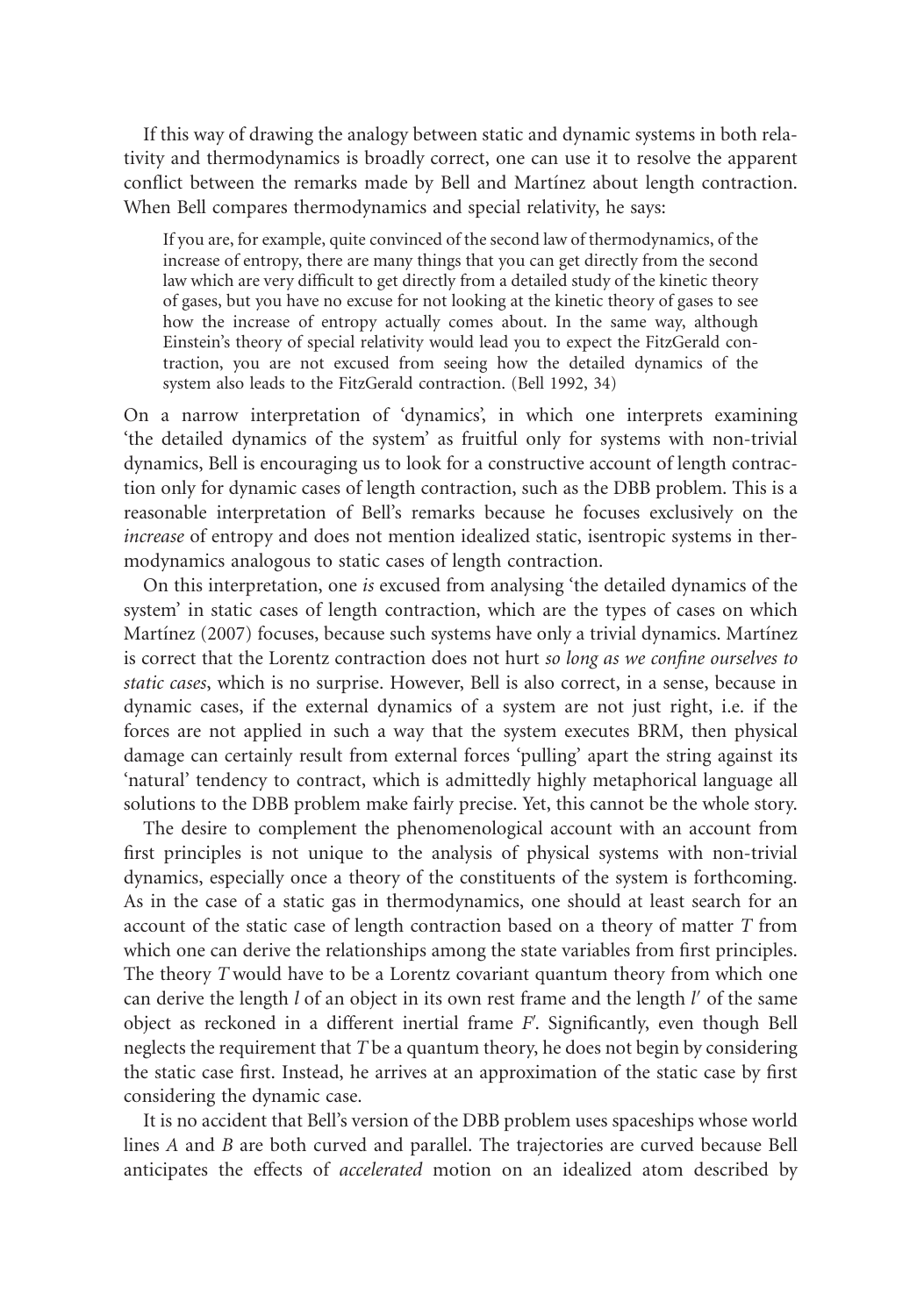If this way of drawing the analogy between static and dynamic systems in both relativity and thermodynamics is broadly correct, one can use it to resolve the apparent conflict between the remarks made by Bell and Martínez about length contraction. When Bell compares thermodynamics and special relativity, he says:

> If you are, for example, quite convinced of the second law of thermodynamics, of the increase of entropy, there are many things that you can get directly from the second law which are very difficult to get directly from a detailed study of the kinetic theory of gases, but you have no excuse for not looking at the kinetic theory of gases to see how the increase of entropy actually comes about. In the same way, although Einstein's theory of special relativity would lead you to expect the FitzGerald contraction, you are not excused from seeing how the detailed dynamics of the system also leads to the FitzGerald contraction. (Bell 1992, 34)

On a narrow interpretation of 'dynamics', in which one interprets examining 'the detailed dynamics of the system' as fruitful only for systems with non-trivial dynamics, Bell is encouraging us to look for a constructive account of length contraction only for dynamic cases of length contraction, such as the DBB problem. This is a reasonable interpretation of Bell's remarks because he focuses exclusively on the *increase* of entropy and does not mention idealized static, isentropic systems in thermodynamics analogous to static cases of length contraction.

On this interpretation, one *is* excused from analysing 'the detailed dynamics of the system' in static cases of length contraction, which are the types of cases on which Martínez (2007) focuses, because such systems have only a trivial dynamics. Martínez is correct that the Lorentz contraction does not hurt *so long as we confine ourselves to static cases*, which is no surprise. However, Bell is also correct, in a sense, because in dynamic cases, if the external dynamics of a system are not just right, i.e. if the forces are not applied in such a way that the system executes BRM, then physical damage can certainly result from external forces 'pulling' apart the string against its 'natural' tendency to contract, which is admittedly highly metaphorical language all solutions to the DBB problem make fairly precise. Yet, this cannot be the whole story.

The desire to complement the phenomenological account with an account from first principles is not unique to the analysis of physical systems with non-trivial dynamics, especially once a theory of the constituents of the system is forthcoming. As in the case of a static gas in thermodynamics, one should at least search for an account of the static case of length contraction based on a theory of matter $T$ from which one can derive the relationships among the state variables from first principles. The theory $T$ would have to be a Lorentz covariant quantum theory from which one can derive the length $l$ of an object in its own rest frame and the length $l'$ of the same object as reckoned in a different inertial frame $F'$. Significantly, even though Bell neglects the requirement that $T$ be a quantum theory, he does not begin by considering the static case first. Instead, he arrives at an approximation of the static case by first considering the dynamic case.

It is no accident that Bell's version of the DBB problem uses spaceships whose world lines $A$ and $B$ are both curved and parallel. The trajectories are curved because Bell anticipates the effects of *accelerated* motion on an idealized atom described by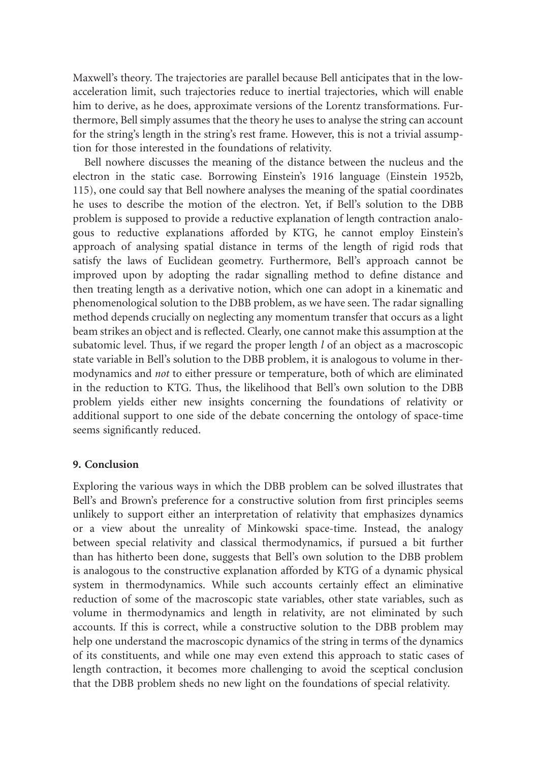Maxwell's theory. The trajectories are parallel because Bell anticipates that in the low-acceleration limit, such trajectories reduce to inertial trajectories, which will enable him to derive, as he does, approximate versions of the Lorentz transformations. Furthermore, Bell simply assumes that the theory he uses to analyse the string can account for the string's length in the string's rest frame. However, this is not a trivial assumption for those interested in the foundations of relativity.

Bell nowhere discusses the meaning of the distance between the nucleus and the electron in the static case. Borrowing Einstein's 1916 language (Einstein 1952b, 115), one could say that Bell nowhere analyses the meaning of the spatial coordinates he uses to describe the motion of the electron. Yet, if Bell's solution to the DBB problem is supposed to provide a reductive explanation of length contraction analogous to reductive explanations afforded by KTG, he cannot employ Einstein's approach of analysing spatial distance in terms of the length of rigid rods that satisfy the laws of Euclidean geometry. Furthermore, Bell's approach cannot be improved upon by adopting the radar signalling method to define distance and then treating length as a derivative notion, which one can adopt in a kinematic and phenomenological solution to the DBB problem, as we have seen. The radar signalling method depends crucially on neglecting any momentum transfer that occurs as a light beam strikes an object and is reflected. Clearly, one cannot make this assumption at the subatomic level. Thus, if we regard the proper length $l$ of an object as a macroscopic state variable in Bell's solution to the DBB problem, it is analogous to volume in thermodynamics and *not* to either pressure or temperature, both of which are eliminated in the reduction to KTG. Thus, the likelihood that Bell's own solution to the DBB problem yields either new insights concerning the foundations of relativity or additional support to one side of the debate concerning the ontology of space-time seems significantly reduced.

## 9. Conclusion

Exploring the various ways in which the DBB problem can be solved illustrates that Bell's and Brown's preference for a constructive solution from first principles seems unlikely to support either an interpretation of relativity that emphasizes dynamics or a view about the unreality of Minkowski space-time. Instead, the analogy between special relativity and classical thermodynamics, if pursued a bit further than has hitherto been done, suggests that Bell's own solution to the DBB problem is analogous to the constructive explanation afforded by KTG of a dynamic physical system in thermodynamics. While such accounts certainly effect an eliminative reduction of some of the macroscopic state variables, other state variables, such as volume in thermodynamics and length in relativity, are not eliminated by such accounts. If this is correct, while a constructive solution to the DBB problem may help one understand the macroscopic dynamics of the string in terms of the dynamics of its constituents, and while one may even extend this approach to static cases of length contraction, it becomes more challenging to avoid the sceptical conclusion that the DBB problem sheds no new light on the foundations of special relativity.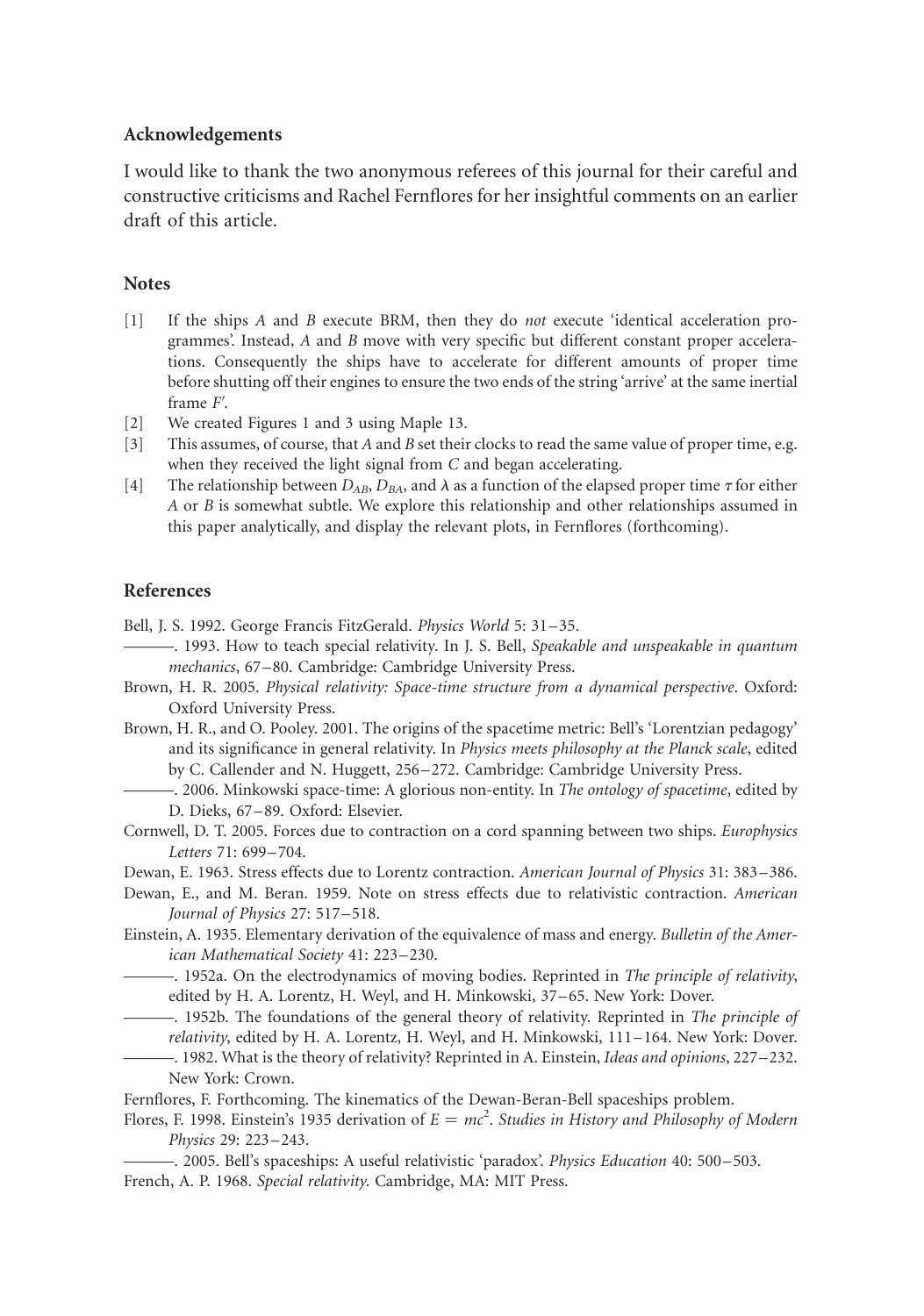## Acknowledgements

I would like to thank the two anonymous referees of this journal for their careful and constructive criticisms and Rachel Fernflores for her insightful comments on an earlier draft of this article.

## Notes

[1] If the ships $A$ and $B$ execute BRM, then they do *not* execute 'identical acceleration programmes'. Instead, $A$ and $B$ move with very specific but different constant proper accelerations. Consequently the ships have to accelerate for different amounts of proper time before shutting off their engines to ensure the two ends of the string 'arrive' at the same inertial frame $F'$.

[2] We created Figures 1 and 3 using Maple 13.

[3] This assumes, of course, that $A$ and $B$ set their clocks to read the same value of proper time, e.g. when they received the light signal from $C$ and began accelerating.

[4] The relationship between $D_{AB}$, $D_{BA}$, and $\lambda$ as a function of the elapsed proper time $\tau$ for either $A$ or $B$ is somewhat subtle. We explore this relationship and other relationships assumed in this paper analytically, and display the relevant plots, in Fernflores (forthcoming).

## References

Bell, J. S. 1992. George Francis FitzGerald. *Physics World* 5: 31–35.

———. 1993. How to teach special relativity. In J. S. Bell, *Speakable and unspeakable in quantum mechanics*, 67–80. Cambridge: Cambridge University Press.

Brown, H. R. 2005. *Physical relativity: Space-time structure from a dynamical perspective*. Oxford: Oxford University Press.

Brown, H. R., and O. Pooley. 2001. The origins of the spacetime metric: Bell's 'Lorentzian pedagogy' and its significance in general relativity. In *Physics meets philosophy at the Planck scale*, edited by C. Callender and N. Huggett, 256–272. Cambridge: Cambridge University Press.

———. 2006. Minkowski space-time: A glorious non-entity. In *The ontology of spacetime*, edited by D. Dieks, 67–89. Oxford: Elsevier.

Cornwell, D. T. 2005. Forces due to contraction on a cord spanning between two ships. *Europhysics Letters* 71: 699–704.

Dewan, E. 1963. Stress effects due to Lorentz contraction. *American Journal of Physics* 31: 383–386.

Dewan, E., and M. Beran. 1959. Note on stress effects due to relativistic contraction. *American Journal of Physics* 27: 517–518.

Einstein, A. 1935. Elementary derivation of the equivalence of mass and energy. *Bulletin of the American Mathematical Society* 41: 223–230.

———. 1952a. On the electrodynamics of moving bodies. Reprinted in *The principle of relativity*, edited by H. A. Lorentz, H. Weyl, and H. Minkowski, 37–65. New York: Dover.

———. 1952b. The foundations of the general theory of relativity. Reprinted in *The principle of relativity*, edited by H. A. Lorentz, H. Weyl, and H. Minkowski, 111–164. New York: Dover.

———. 1982. What is the theory of relativity? Reprinted in A. Einstein, *Ideas and opinions*, 227–232. New York: Crown.

Fernflores, F. Forthcoming. The kinematics of the Dewan-Beran-Bell spaceships problem.

Flores, F. 1998. Einstein's 1935 derivation of $E = mc^2$. *Studies in History and Philosophy of Modern Physics* 29: 223–243.

———. 2005. Bell's spaceships: A useful relativistic 'paradox'. *Physics Education* 40: 500–503.

French, A. P. 1968. *Special relativity*. Cambridge, MA: MIT Press.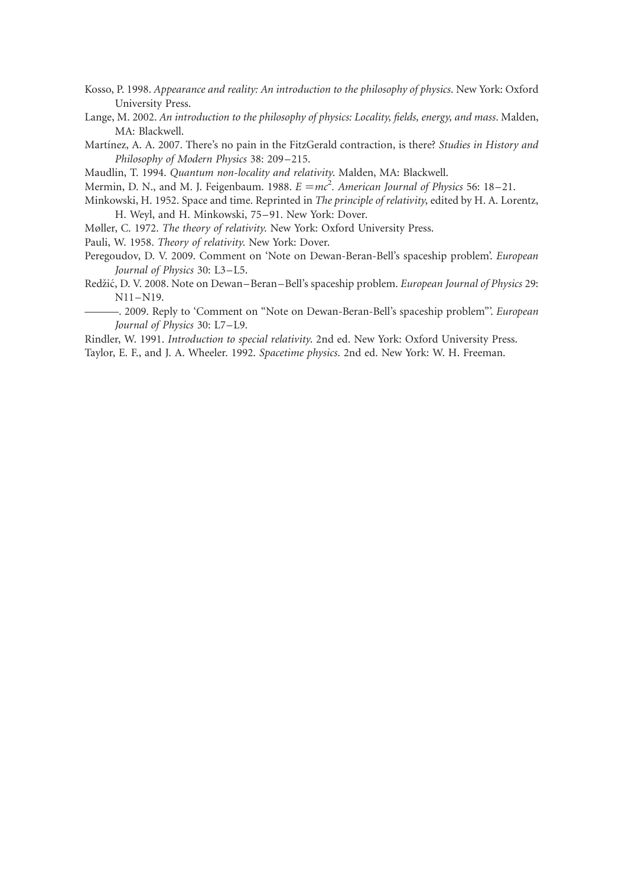Kosso, P. 1998. *Appearance and reality: An introduction to the philosophy of physics*. New York: Oxford University Press.

Lange, M. 2002. *An introduction to the philosophy of physics: Locality, fields, energy, and mass*. Malden, MA: Blackwell.

Martínez, A. A. 2007. There's no pain in the FitzGerald contraction, is there? *Studies in History and Philosophy of Modern Physics* 38: 209–215.

Maudlin, T. 1994. *Quantum non-locality and relativity*. Malden, MA: Blackwell.

Mermin, D. N., and M. J. Feigenbaum. 1988. *$E = mc^2$*. *American Journal of Physics* 56: 18–21.

Minkowski, H. 1952. Space and time. Reprinted in *The principle of relativity*, edited by H. A. Lorentz, H. Weyl, and H. Minkowski, 75–91. New York: Dover.

Møller, C. 1972. *The theory of relativity*. New York: Oxford University Press.

Pauli, W. 1958. *Theory of relativity*. New York: Dover.

Peregoudov, D. V. 2009. Comment on 'Note on Dewan-Beran-Bell's spaceship problem'. *European Journal of Physics* 30: L3–L5.

Redžić, D. V. 2008. Note on Dewan–Beran–Bell's spaceship problem. *European Journal of Physics* 29: N11–N19.

———. 2009. Reply to 'Comment on "Note on Dewan-Beran-Bell's spaceship problem"'. *European Journal of Physics* 30: L7–L9.

Rindler, W. 1991. *Introduction to special relativity*. 2nd ed. New York: Oxford University Press.

Taylor, E. F., and J. A. Wheeler. 1992. *Spacetime physics*. 2nd ed. New York: W. H. Freeman.